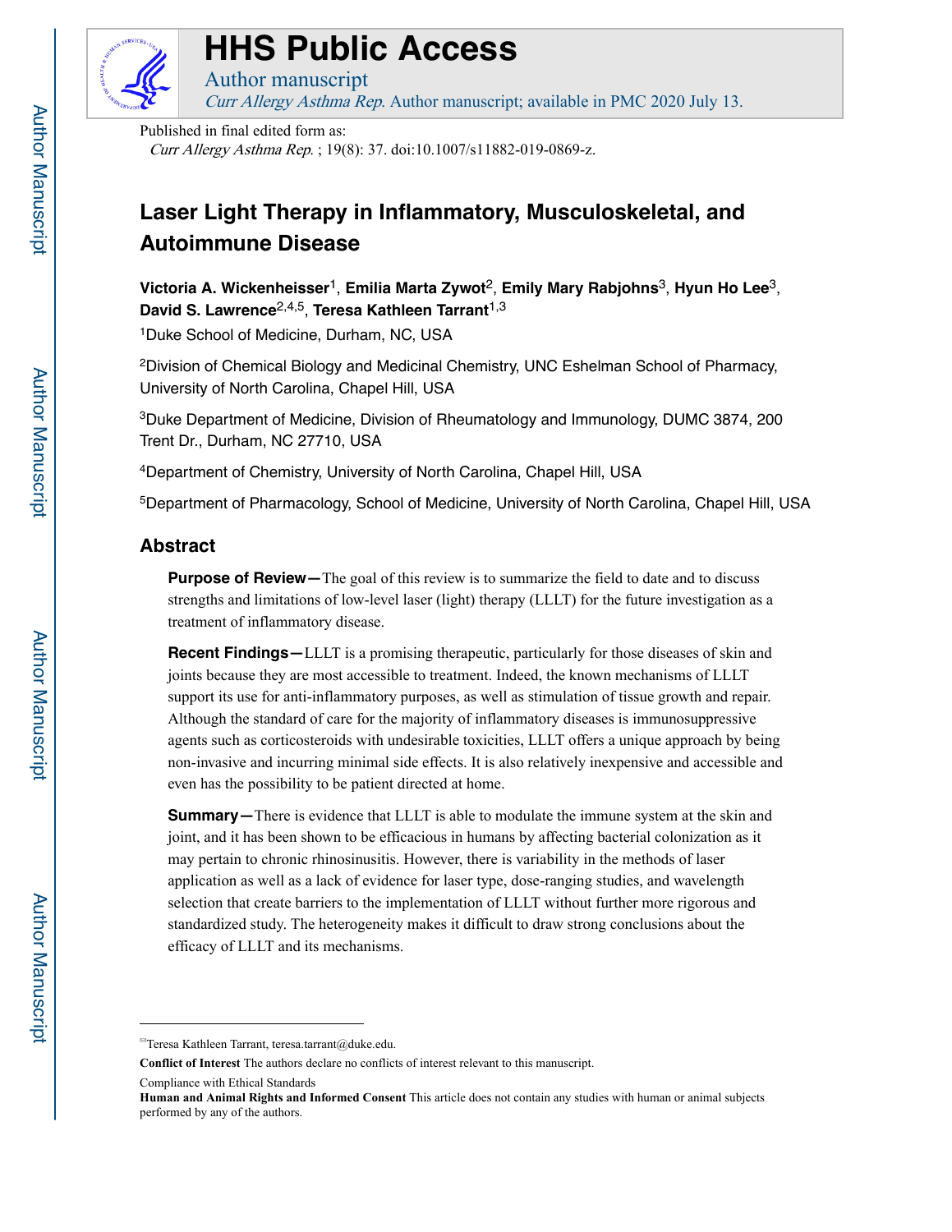# HHS Public Access

Author manuscript

*Curr Allergy Asthma Rep.* Author manuscript; available in PMC 2020 July 13.

Published in final edited form as:

*Curr Allergy Asthma Rep.* ; 19(8): 37. doi:10.1007/s11882-019-0869-z.

# Laser Light Therapy in Inflammatory, Musculoskeletal, and Autoimmune Disease

**Victoria A. Wickenheisser**[1], **Emilia Marta Zywot**[2], **Emily Mary Rabjohns**[3], **Hyun Ho Lee**[3], **David S. Lawrence**[2,4,5], **Teresa Kathleen Tarrant**[1,3]

[1]Duke School of Medicine, Durham, NC, USA

[2]Division of Chemical Biology and Medicinal Chemistry, UNC Eshelman School of Pharmacy, University of North Carolina, Chapel Hill, USA

[3]Duke Department of Medicine, Division of Rheumatology and Immunology, DUMC 3874, 200 Trent Dr., Durham, NC 27710, USA

[4]Department of Chemistry, University of North Carolina, Chapel Hill, USA

[5]Department of Pharmacology, School of Medicine, University of North Carolina, Chapel Hill, USA

## Abstract

**Purpose of Review—**The goal of this review is to summarize the field to date and to discuss strengths and limitations of low-level laser (light) therapy (LLLT) for the future investigation as a treatment of inflammatory disease.

**Recent Findings—**LLLT is a promising therapeutic, particularly for those diseases of skin and joints because they are most accessible to treatment. Indeed, the known mechanisms of LLLT support its use for anti-inflammatory purposes, as well as stimulation of tissue growth and repair. Although the standard of care for the majority of inflammatory diseases is immunosuppressive agents such as corticosteroids with undesirable toxicities, LLLT offers a unique approach by being non-invasive and incurring minimal side effects. It is also relatively inexpensive and accessible and even has the possibility to be patient directed at home.

**Summary—**There is evidence that LLLT is able to modulate the immune system at the skin and joint, and it has been shown to be efficacious in humans by affecting bacterial colonization as it may pertain to chronic rhinosinusitis. However, there is variability in the methods of laser application as well as a lack of evidence for laser type, dose-ranging studies, and wavelength selection that create barriers to the implementation of LLLT without further more rigorous and standardized study. The heterogeneity makes it difficult to draw strong conclusions about the efficacy of LLLT and its mechanisms.

---

✉Teresa Kathleen Tarrant, teresa.tarrant@duke.edu.

**Conflict of Interest** The authors declare no conflicts of interest relevant to this manuscript.

Compliance with Ethical Standards

**Human and Animal Rights and Informed Consent** This article does not contain any studies with human or animal subjects performed by any of the authors.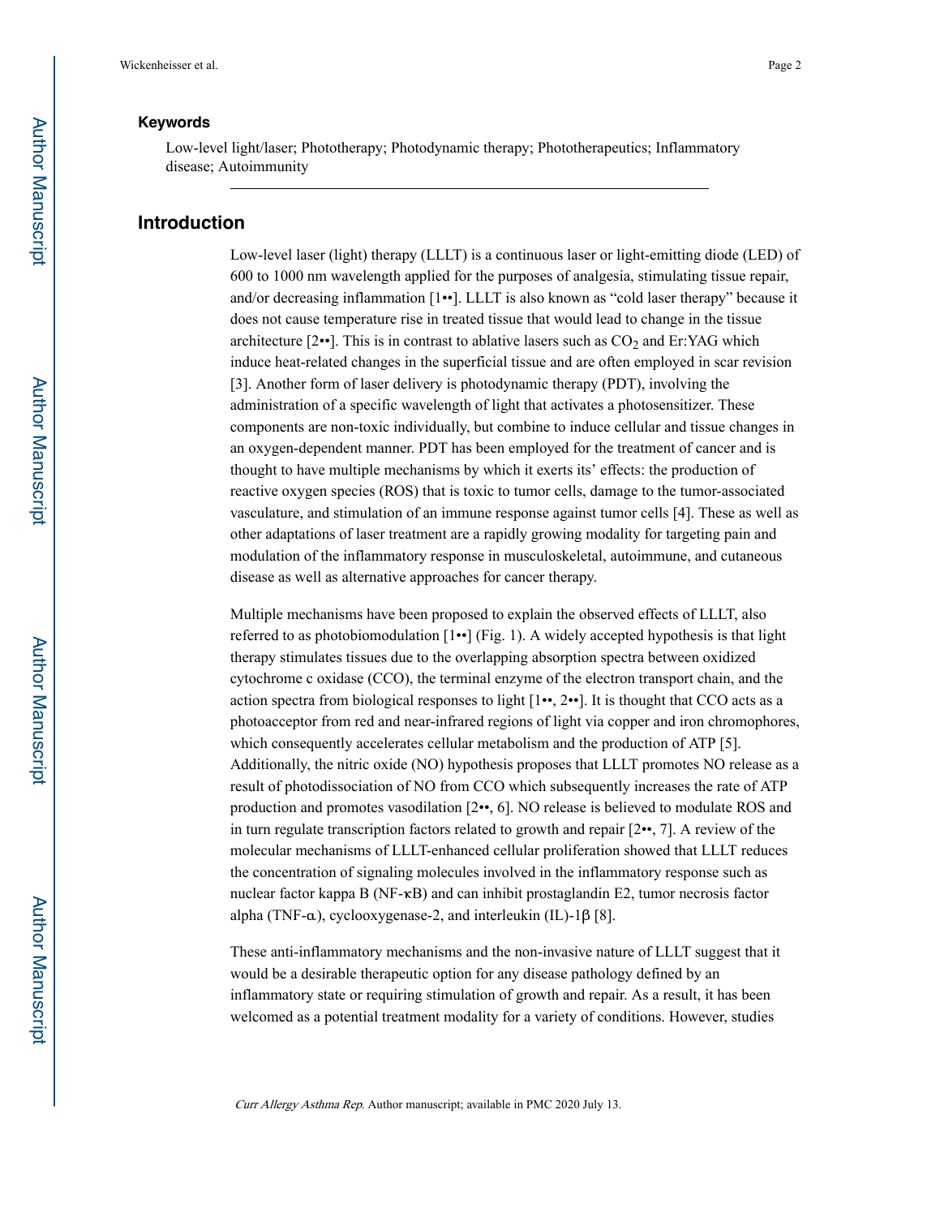### Keywords

Low-level light/laser; Phototherapy; Photodynamic therapy; Phototherapeutics; Inflammatory disease; Autoimmunity

## Introduction

Low-level laser (light) therapy (LLLT) is a continuous laser or light-emitting diode (LED) of 600 to 1000 nm wavelength applied for the purposes of analgesia, stimulating tissue repair, and/or decreasing inflammation [1••]. LLLT is also known as "cold laser therapy" because it does not cause temperature rise in treated tissue that would lead to change in the tissue architecture [2••]. This is in contrast to ablative lasers such as $CO_2$ and Er:YAG which induce heat-related changes in the superficial tissue and are often employed in scar revision [3]. Another form of laser delivery is photodynamic therapy (PDT), involving the administration of a specific wavelength of light that activates a photosensitizer. These components are non-toxic individually, but combine to induce cellular and tissue changes in an oxygen-dependent manner. PDT has been employed for the treatment of cancer and is thought to have multiple mechanisms by which it exerts its' effects: the production of reactive oxygen species (ROS) that is toxic to tumor cells, damage to the tumor-associated vasculature, and stimulation of an immune response against tumor cells [4]. These as well as other adaptations of laser treatment are a rapidly growing modality for targeting pain and modulation of the inflammatory response in musculoskeletal, autoimmune, and cutaneous disease as well as alternative approaches for cancer therapy.

Multiple mechanisms have been proposed to explain the observed effects of LLLT, also referred to as photobiomodulation [1••] (Fig. 1). A widely accepted hypothesis is that light therapy stimulates tissues due to the overlapping absorption spectra between oxidized cytochrome c oxidase (CCO), the terminal enzyme of the electron transport chain, and the action spectra from biological responses to light [1••, 2••]. It is thought that CCO acts as a photoacceptor from red and near-infrared regions of light via copper and iron chromophores, which consequently accelerates cellular metabolism and the production of ATP [5]. Additionally, the nitric oxide (NO) hypothesis proposes that LLLT promotes NO release as a result of photodissociation of NO from CCO which subsequently increases the rate of ATP production and promotes vasodilation [2••, 6]. NO release is believed to modulate ROS and in turn regulate transcription factors related to growth and repair [2••, 7]. A review of the molecular mechanisms of LLLT-enhanced cellular proliferation showed that LLLT reduces the concentration of signaling molecules involved in the inflammatory response such as nuclear factor kappa B (NF-κB) and can inhibit prostaglandin E2, tumor necrosis factor alpha (TNF-α), cyclooxygenase-2, and interleukin (IL)-1β [8].

These anti-inflammatory mechanisms and the non-invasive nature of LLLT suggest that it would be a desirable therapeutic option for any disease pathology defined by an inflammatory state or requiring stimulation of growth and repair. As a result, it has been welcomed as a potential treatment modality for a variety of conditions. However, studies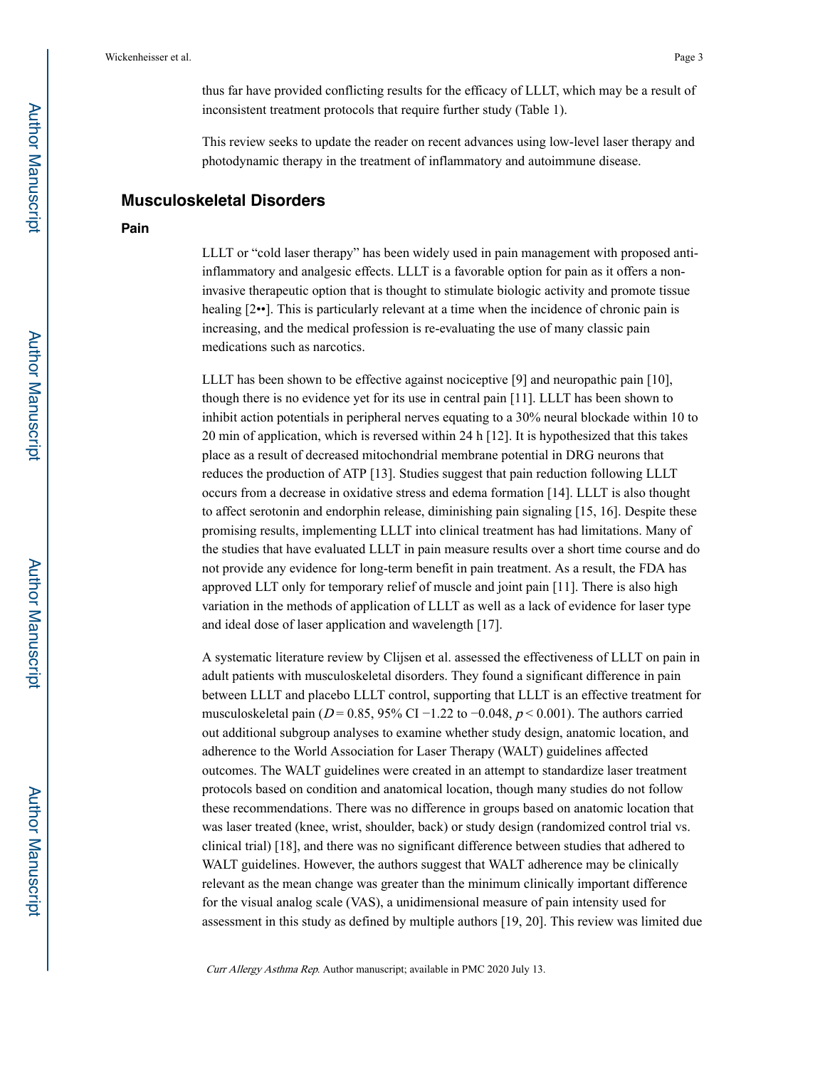thus far have provided conflicting results for the efficacy of LLLT, which may be a result of inconsistent treatment protocols that require further study (Table 1).

This review seeks to update the reader on recent advances using low-level laser therapy and photodynamic therapy in the treatment of inflammatory and autoimmune disease.

## Musculoskeletal Disorders

### Pain

LLLT or "cold laser therapy" has been widely used in pain management with proposed anti-inflammatory and analgesic effects. LLLT is a favorable option for pain as it offers a non-invasive therapeutic option that is thought to stimulate biologic activity and promote tissue healing [2••]. This is particularly relevant at a time when the incidence of chronic pain is increasing, and the medical profession is re-evaluating the use of many classic pain medications such as narcotics.

LLLT has been shown to be effective against nociceptive [9] and neuropathic pain [10], though there is no evidence yet for its use in central pain [11]. LLLT has been shown to inhibit action potentials in peripheral nerves equating to a 30% neural blockade within 10 to 20 min of application, which is reversed within 24 h [12]. It is hypothesized that this takes place as a result of decreased mitochondrial membrane potential in DRG neurons that reduces the production of ATP [13]. Studies suggest that pain reduction following LLLT occurs from a decrease in oxidative stress and edema formation [14]. LLLT is also thought to affect serotonin and endorphin release, diminishing pain signaling [15, 16]. Despite these promising results, implementing LLLT into clinical treatment has had limitations. Many of the studies that have evaluated LLLT in pain measure results over a short time course and do not provide any evidence for long-term benefit in pain treatment. As a result, the FDA has approved LLT only for temporary relief of muscle and joint pain [11]. There is also high variation in the methods of application of LLLT as well as a lack of evidence for laser type and ideal dose of laser application and wavelength [17].

A systematic literature review by Clijsen et al. assessed the effectiveness of LLLT on pain in adult patients with musculoskeletal disorders. They found a significant difference in pain between LLLT and placebo LLLT control, supporting that LLLT is an effective treatment for musculoskeletal pain ($D = 0.85$, 95% CI −1.22 to −0.048, $p < 0.001$). The authors carried out additional subgroup analyses to examine whether study design, anatomic location, and adherence to the World Association for Laser Therapy (WALT) guidelines affected outcomes. The WALT guidelines were created in an attempt to standardize laser treatment protocols based on condition and anatomical location, though many studies do not follow these recommendations. There was no difference in groups based on anatomic location that was laser treated (knee, wrist, shoulder, back) or study design (randomized control trial vs. clinical trial) [18], and there was no significant difference between studies that adhered to WALT guidelines. However, the authors suggest that WALT adherence may be clinically relevant as the mean change was greater than the minimum clinically important difference for the visual analog scale (VAS), a unidimensional measure of pain intensity used for assessment in this study as defined by multiple authors [19, 20]. This review was limited due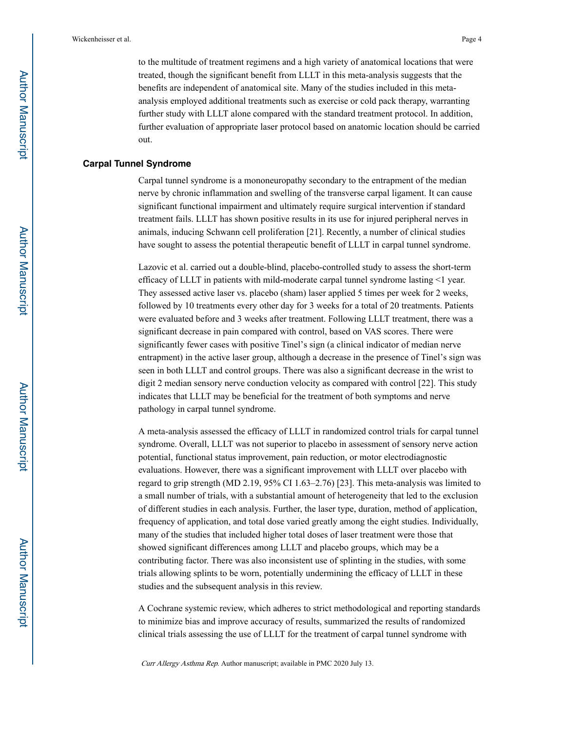to the multitude of treatment regimens and a high variety of anatomical locations that were treated, though the significant benefit from LLLT in this meta-analysis suggests that the benefits are independent of anatomical site. Many of the studies included in this meta-analysis employed additional treatments such as exercise or cold pack therapy, warranting further study with LLLT alone compared with the standard treatment protocol. In addition, further evaluation of appropriate laser protocol based on anatomic location should be carried out.

## Carpal Tunnel Syndrome

Carpal tunnel syndrome is a mononeuropathy secondary to the entrapment of the median nerve by chronic inflammation and swelling of the transverse carpal ligament. It can cause significant functional impairment and ultimately require surgical intervention if standard treatment fails. LLLT has shown positive results in its use for injured peripheral nerves in animals, inducing Schwann cell proliferation [21]. Recently, a number of clinical studies have sought to assess the potential therapeutic benefit of LLLT in carpal tunnel syndrome.

Lazovic et al. carried out a double-blind, placebo-controlled study to assess the short-term efficacy of LLLT in patients with mild-moderate carpal tunnel syndrome lasting <1 year. They assessed active laser vs. placebo (sham) laser applied 5 times per week for 2 weeks, followed by 10 treatments every other day for 3 weeks for a total of 20 treatments. Patients were evaluated before and 3 weeks after treatment. Following LLLT treatment, there was a significant decrease in pain compared with control, based on VAS scores. There were significantly fewer cases with positive Tinel's sign (a clinical indicator of median nerve entrapment) in the active laser group, although a decrease in the presence of Tinel's sign was seen in both LLLT and control groups. There was also a significant decrease in the wrist to digit 2 median sensory nerve conduction velocity as compared with control [22]. This study indicates that LLLT may be beneficial for the treatment of both symptoms and nerve pathology in carpal tunnel syndrome.

A meta-analysis assessed the efficacy of LLLT in randomized control trials for carpal tunnel syndrome. Overall, LLLT was not superior to placebo in assessment of sensory nerve action potential, functional status improvement, pain reduction, or motor electrodiagnostic evaluations. However, there was a significant improvement with LLLT over placebo with regard to grip strength (MD 2.19, 95% CI 1.63–2.76) [23]. This meta-analysis was limited to a small number of trials, with a substantial amount of heterogeneity that led to the exclusion of different studies in each analysis. Further, the laser type, duration, method of application, frequency of application, and total dose varied greatly among the eight studies. Individually, many of the studies that included higher total doses of laser treatment were those that showed significant differences among LLLT and placebo groups, which may be a contributing factor. There was also inconsistent use of splinting in the studies, with some trials allowing splints to be worn, potentially undermining the efficacy of LLLT in these studies and the subsequent analysis in this review.

A Cochrane systemic review, which adheres to strict methodological and reporting standards to minimize bias and improve accuracy of results, summarized the results of randomized clinical trials assessing the use of LLLT for the treatment of carpal tunnel syndrome with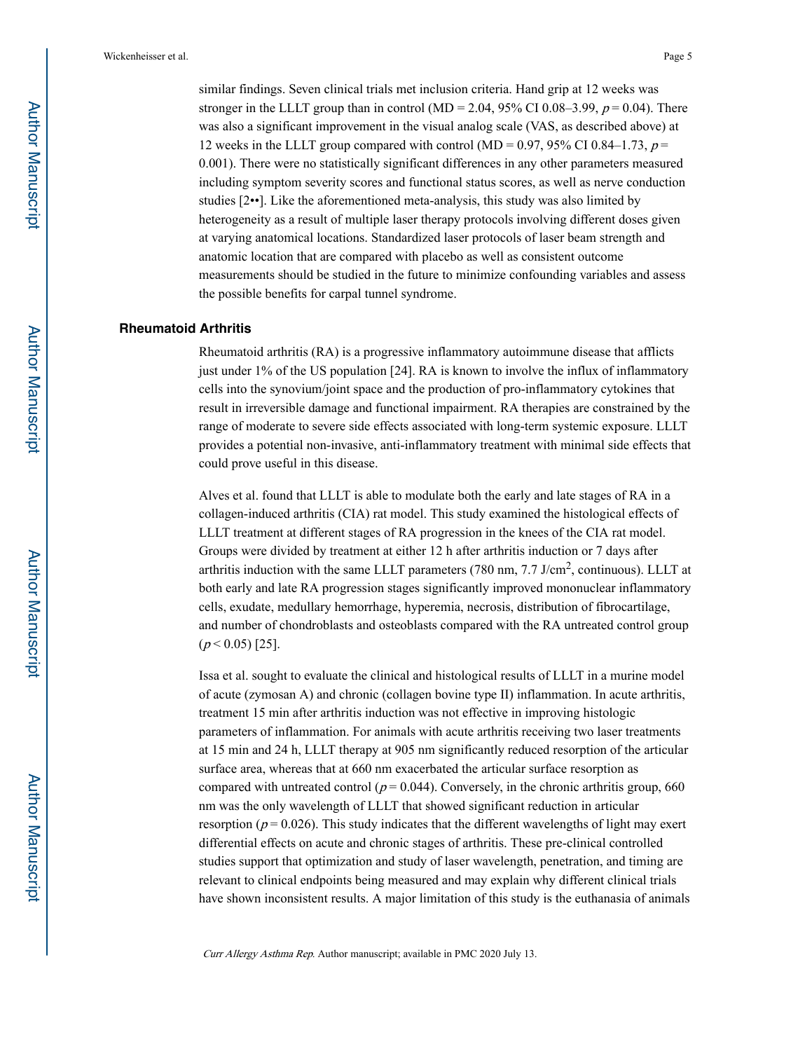similar findings. Seven clinical trials met inclusion criteria. Hand grip at 12 weeks was stronger in the LLLT group than in control (MD = 2.04, 95% CI 0.08–3.99, $p = 0.04$). There was also a significant improvement in the visual analog scale (VAS, as described above) at 12 weeks in the LLLT group compared with control (MD = 0.97, 95% CI 0.84–1.73, $p = 0.001$). There were no statistically significant differences in any other parameters measured including symptom severity scores and functional status scores, as well as nerve conduction studies [2••]. Like the aforementioned meta-analysis, this study was also limited by heterogeneity as a result of multiple laser therapy protocols involving different doses given at varying anatomical locations. Standardized laser protocols of laser beam strength and anatomic location that are compared with placebo as well as consistent outcome measurements should be studied in the future to minimize confounding variables and assess the possible benefits for carpal tunnel syndrome.

## Rheumatoid Arthritis

Rheumatoid arthritis (RA) is a progressive inflammatory autoimmune disease that afflicts just under 1% of the US population [24]. RA is known to involve the influx of inflammatory cells into the synovium/joint space and the production of pro-inflammatory cytokines that result in irreversible damage and functional impairment. RA therapies are constrained by the range of moderate to severe side effects associated with long-term systemic exposure. LLLT provides a potential non-invasive, anti-inflammatory treatment with minimal side effects that could prove useful in this disease.

Alves et al. found that LLLT is able to modulate both the early and late stages of RA in a collagen-induced arthritis (CIA) rat model. This study examined the histological effects of LLLT treatment at different stages of RA progression in the knees of the CIA rat model. Groups were divided by treatment at either 12 h after arthritis induction or 7 days after arthritis induction with the same LLLT parameters (780 nm, 7.7 J/cm$^2$, continuous). LLLT at both early and late RA progression stages significantly improved mononuclear inflammatory cells, exudate, medullary hemorrhage, hyperemia, necrosis, distribution of fibrocartilage, and number of chondroblasts and osteoblasts compared with the RA untreated control group ($p < 0.05$) [25].

Issa et al. sought to evaluate the clinical and histological results of LLLT in a murine model of acute (zymosan A) and chronic (collagen bovine type II) inflammation. In acute arthritis, treatment 15 min after arthritis induction was not effective in improving histologic parameters of inflammation. For animals with acute arthritis receiving two laser treatments at 15 min and 24 h, LLLT therapy at 905 nm significantly reduced resorption of the articular surface area, whereas that at 660 nm exacerbated the articular surface resorption as compared with untreated control ($p = 0.044$). Conversely, in the chronic arthritis group, 660 nm was the only wavelength of LLLT that showed significant reduction in articular resorption ($p = 0.026$). This study indicates that the different wavelengths of light may exert differential effects on acute and chronic stages of arthritis. These pre-clinical controlled studies support that optimization and study of laser wavelength, penetration, and timing are relevant to clinical endpoints being measured and may explain why different clinical trials have shown inconsistent results. A major limitation of this study is the euthanasia of animals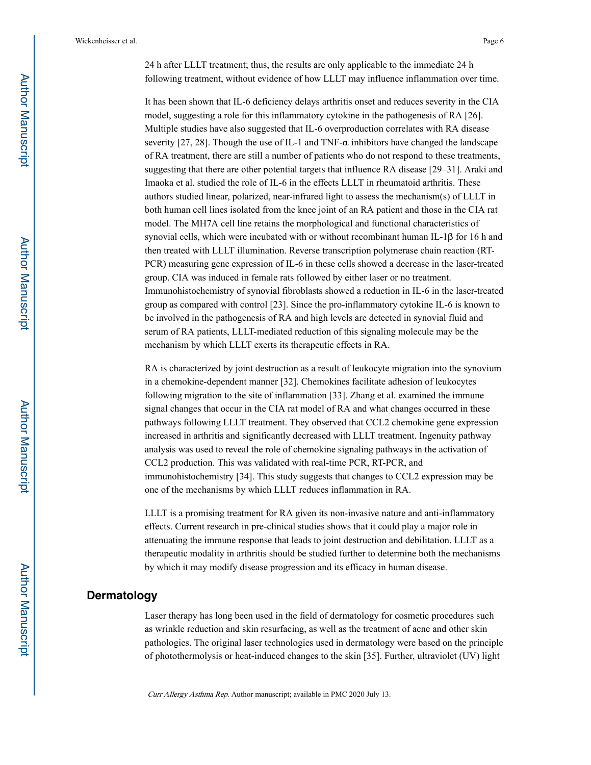24 h after LLLT treatment; thus, the results are only applicable to the immediate 24 h following treatment, without evidence of how LLLT may influence inflammation over time.

It has been shown that IL-6 deficiency delays arthritis onset and reduces severity in the CIA model, suggesting a role for this inflammatory cytokine in the pathogenesis of RA [26]. Multiple studies have also suggested that IL-6 overproduction correlates with RA disease severity [27, 28]. Though the use of IL-1 and TNF-α inhibitors have changed the landscape of RA treatment, there are still a number of patients who do not respond to these treatments, suggesting that there are other potential targets that influence RA disease [29–31]. Araki and Imaoka et al. studied the role of IL-6 in the effects LLLT in rheumatoid arthritis. These authors studied linear, polarized, near-infrared light to assess the mechanism(s) of LLLT in both human cell lines isolated from the knee joint of an RA patient and those in the CIA rat model. The MH7A cell line retains the morphological and functional characteristics of synovial cells, which were incubated with or without recombinant human IL-1β for 16 h and then treated with LLLT illumination. Reverse transcription polymerase chain reaction (RT-PCR) measuring gene expression of IL-6 in these cells showed a decrease in the laser-treated group. CIA was induced in female rats followed by either laser or no treatment. Immunohistochemistry of synovial fibroblasts showed a reduction in IL-6 in the laser-treated group as compared with control [23]. Since the pro-inflammatory cytokine IL-6 is known to be involved in the pathogenesis of RA and high levels are detected in synovial fluid and serum of RA patients, LLLT-mediated reduction of this signaling molecule may be the mechanism by which LLLT exerts its therapeutic effects in RA.

RA is characterized by joint destruction as a result of leukocyte migration into the synovium in a chemokine-dependent manner [32]. Chemokines facilitate adhesion of leukocytes following migration to the site of inflammation [33]. Zhang et al. examined the immune signal changes that occur in the CIA rat model of RA and what changes occurred in these pathways following LLLT treatment. They observed that CCL2 chemokine gene expression increased in arthritis and significantly decreased with LLLT treatment. Ingenuity pathway analysis was used to reveal the role of chemokine signaling pathways in the activation of CCL2 production. This was validated with real-time PCR, RT-PCR, and immunohistochemistry [34]. This study suggests that changes to CCL2 expression may be one of the mechanisms by which LLLT reduces inflammation in RA.

LLLT is a promising treatment for RA given its non-invasive nature and anti-inflammatory effects. Current research in pre-clinical studies shows that it could play a major role in attenuating the immune response that leads to joint destruction and debilitation. LLLT as a therapeutic modality in arthritis should be studied further to determine both the mechanisms by which it may modify disease progression and its efficacy in human disease.

## Dermatology

Laser therapy has long been used in the field of dermatology for cosmetic procedures such as wrinkle reduction and skin resurfacing, as well as the treatment of acne and other skin pathologies. The original laser technologies used in dermatology were based on the principle of photothermolysis or heat-induced changes to the skin [35]. Further, ultraviolet (UV) light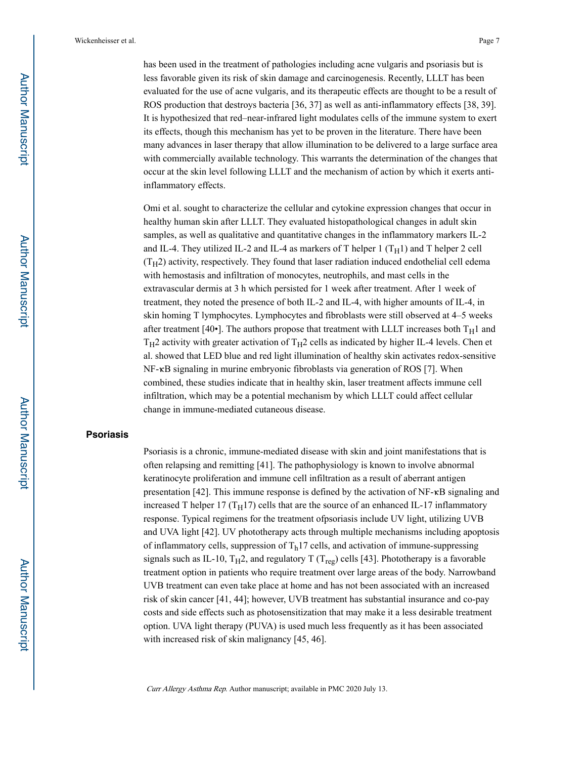has been used in the treatment of pathologies including acne vulgaris and psoriasis but is less favorable given its risk of skin damage and carcinogenesis. Recently, LLLT has been evaluated for the use of acne vulgaris, and its therapeutic effects are thought to be a result of ROS production that destroys bacteria [36, 37] as well as anti-inflammatory effects [38, 39]. It is hypothesized that red–near-infrared light modulates cells of the immune system to exert its effects, though this mechanism has yet to be proven in the literature. There have been many advances in laser therapy that allow illumination to be delivered to a large surface area with commercially available technology. This warrants the determination of the changes that occur at the skin level following LLLT and the mechanism of action by which it exerts anti-inflammatory effects.

Omi et al. sought to characterize the cellular and cytokine expression changes that occur in healthy human skin after LLLT. They evaluated histopathological changes in adult skin samples, as well as qualitative and quantitative changes in the inflammatory markers IL-2 and IL-4. They utilized IL-2 and IL-4 as markers of T helper 1 ($T_H1$) and T helper 2 cell ($T_H2$) activity, respectively. They found that laser radiation induced endothelial cell edema with hemostasis and infiltration of monocytes, neutrophils, and mast cells in the extravascular dermis at 3 h which persisted for 1 week after treatment. After 1 week of treatment, they noted the presence of both IL-2 and IL-4, with higher amounts of IL-4, in skin homing T lymphocytes. Lymphocytes and fibroblasts were still observed at 4–5 weeks after treatment [40•]. The authors propose that treatment with LLLT increases both $T_H1$ and $T_H2$ activity with greater activation of $T_H2$ cells as indicated by higher IL-4 levels. Chen et al. showed that LED blue and red light illumination of healthy skin activates redox-sensitive NF-κB signaling in murine embryonic fibroblasts via generation of ROS [7]. When combined, these studies indicate that in healthy skin, laser treatment affects immune cell infiltration, which may be a potential mechanism by which LLLT could affect cellular change in immune-mediated cutaneous disease.

## Psoriasis

Psoriasis is a chronic, immune-mediated disease with skin and joint manifestations that is often relapsing and remitting [41]. The pathophysiology is known to involve abnormal keratinocyte proliferation and immune cell infiltration as a result of aberrant antigen presentation [42]. This immune response is defined by the activation of NF-κB signaling and increased T helper 17 ($T_H17$) cells that are the source of an enhanced IL-17 inflammatory response. Typical regimens for the treatment ofpsoriasis include UV light, utilizing UVB and UVA light [42]. UV phototherapy acts through multiple mechanisms including apoptosis of inflammatory cells, suppression of $T_h17$ cells, and activation of immune-suppressing signals such as IL-10, $T_H2$, and regulatory T ($T_{reg}$) cells [43]. Phototherapy is a favorable treatment option in patients who require treatment over large areas of the body. Narrowband UVB treatment can even take place at home and has not been associated with an increased risk of skin cancer [41, 44]; however, UVB treatment has substantial insurance and co-pay costs and side effects such as photosensitization that may make it a less desirable treatment option. UVA light therapy (PUVA) is used much less frequently as it has been associated with increased risk of skin malignancy [45, 46].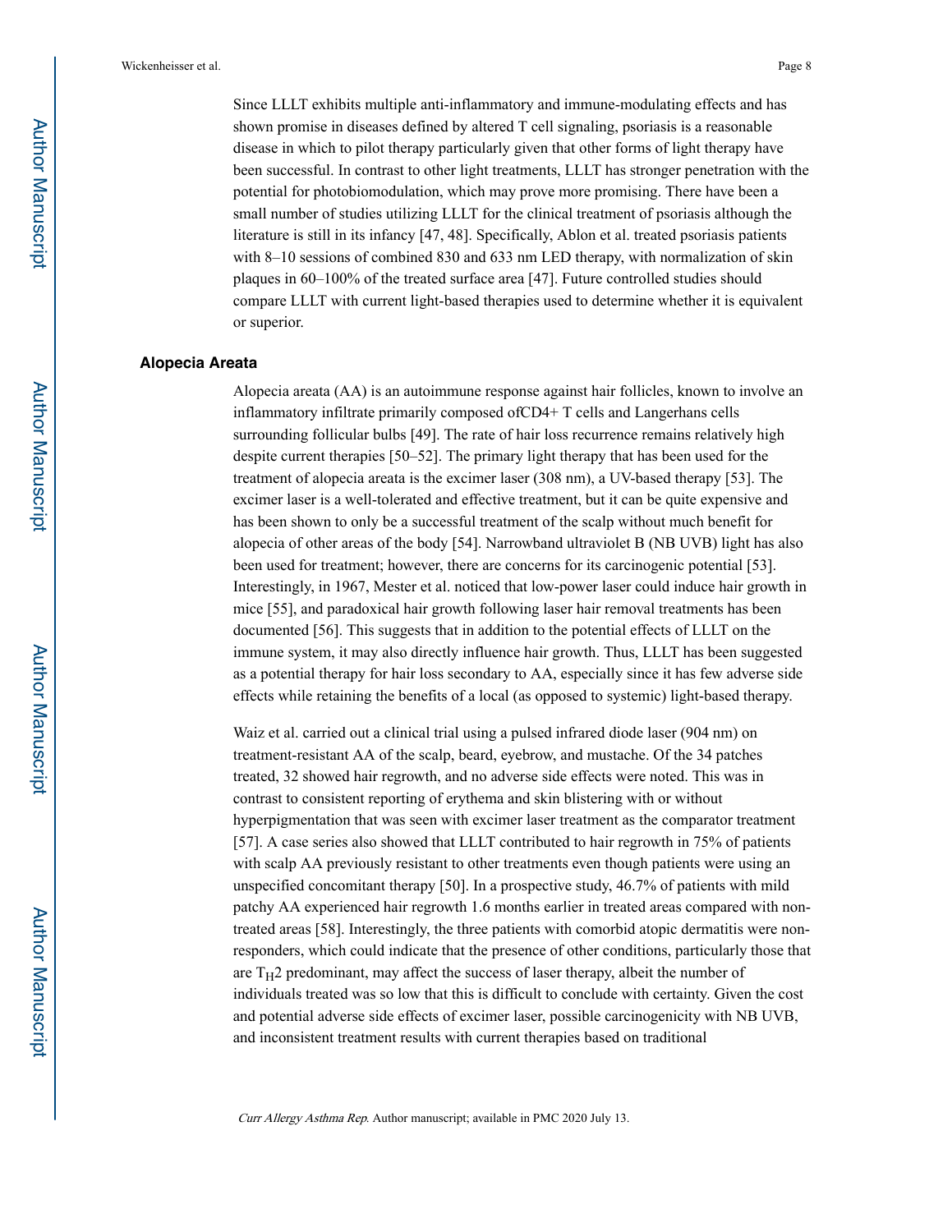Since LLLT exhibits multiple anti-inflammatory and immune-modulating effects and has shown promise in diseases defined by altered T cell signaling, psoriasis is a reasonable disease in which to pilot therapy particularly given that other forms of light therapy have been successful. In contrast to other light treatments, LLLT has stronger penetration with the potential for photobiomodulation, which may prove more promising. There have been a small number of studies utilizing LLLT for the clinical treatment of psoriasis although the literature is still in its infancy [47, 48]. Specifically, Ablon et al. treated psoriasis patients with 8–10 sessions of combined 830 and 633 nm LED therapy, with normalization of skin plaques in 60–100% of the treated surface area [47]. Future controlled studies should compare LLLT with current light-based therapies used to determine whether it is equivalent or superior.

### Alopecia Areata

Alopecia areata (AA) is an autoimmune response against hair follicles, known to involve an inflammatory infiltrate primarily composed ofCD4+ T cells and Langerhans cells surrounding follicular bulbs [49]. The rate of hair loss recurrence remains relatively high despite current therapies [50–52]. The primary light therapy that has been used for the treatment of alopecia areata is the excimer laser (308 nm), a UV-based therapy [53]. The excimer laser is a well-tolerated and effective treatment, but it can be quite expensive and has been shown to only be a successful treatment of the scalp without much benefit for alopecia of other areas of the body [54]. Narrowband ultraviolet B (NB UVB) light has also been used for treatment; however, there are concerns for its carcinogenic potential [53]. Interestingly, in 1967, Mester et al. noticed that low-power laser could induce hair growth in mice [55], and paradoxical hair growth following laser hair removal treatments has been documented [56]. This suggests that in addition to the potential effects of LLLT on the immune system, it may also directly influence hair growth. Thus, LLLT has been suggested as a potential therapy for hair loss secondary to AA, especially since it has few adverse side effects while retaining the benefits of a local (as opposed to systemic) light-based therapy.

Waiz et al. carried out a clinical trial using a pulsed infrared diode laser (904 nm) on treatment-resistant AA of the scalp, beard, eyebrow, and mustache. Of the 34 patches treated, 32 showed hair regrowth, and no adverse side effects were noted. This was in contrast to consistent reporting of erythema and skin blistering with or without hyperpigmentation that was seen with excimer laser treatment as the comparator treatment [57]. A case series also showed that LLLT contributed to hair regrowth in 75% of patients with scalp AA previously resistant to other treatments even though patients were using an unspecified concomitant therapy [50]. In a prospective study, 46.7% of patients with mild patchy AA experienced hair regrowth 1.6 months earlier in treated areas compared with non-treated areas [58]. Interestingly, the three patients with comorbid atopic dermatitis were non-responders, which could indicate that the presence of other conditions, particularly those that are $T_H2$ predominant, may affect the success of laser therapy, albeit the number of individuals treated was so low that this is difficult to conclude with certainty. Given the cost and potential adverse side effects of excimer laser, possible carcinogenicity with NB UVB, and inconsistent treatment results with current therapies based on traditional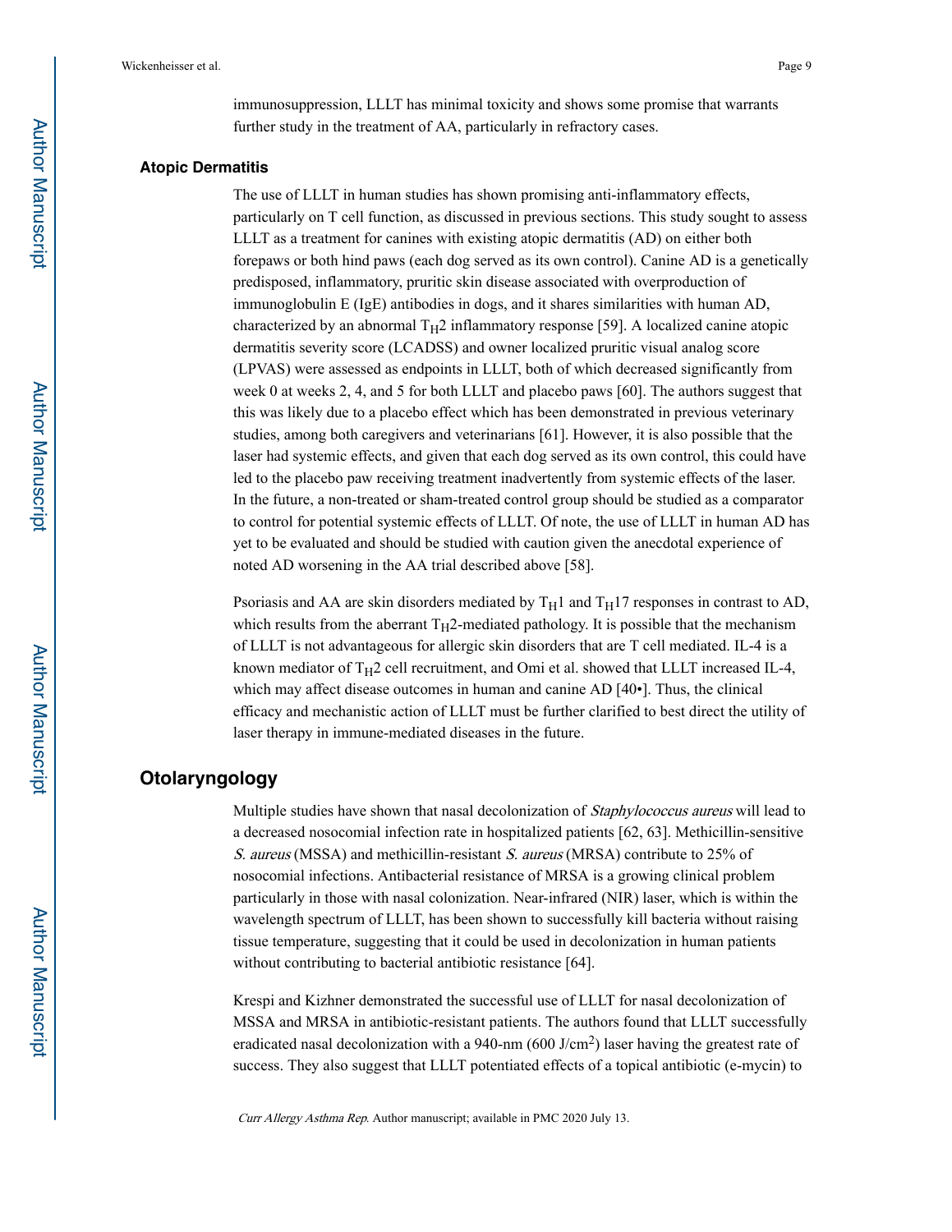immunosuppression, LLLT has minimal toxicity and shows some promise that warrants further study in the treatment of AA, particularly in refractory cases.

### Atopic Dermatitis

The use of LLLT in human studies has shown promising anti-inflammatory effects, particularly on T cell function, as discussed in previous sections. This study sought to assess LLLT as a treatment for canines with existing atopic dermatitis (AD) on either both forepaws or both hind paws (each dog served as its own control). Canine AD is a genetically predisposed, inflammatory, pruritic skin disease associated with overproduction of immunoglobulin E (IgE) antibodies in dogs, and it shares similarities with human AD, characterized by an abnormal $T_H2$ inflammatory response [59]. A localized canine atopic dermatitis severity score (LCADSS) and owner localized pruritic visual analog score (LPVAS) were assessed as endpoints in LLLT, both of which decreased significantly from week 0 at weeks 2, 4, and 5 for both LLLT and placebo paws [60]. The authors suggest that this was likely due to a placebo effect which has been demonstrated in previous veterinary studies, among both caregivers and veterinarians [61]. However, it is also possible that the laser had systemic effects, and given that each dog served as its own control, this could have led to the placebo paw receiving treatment inadvertently from systemic effects of the laser. In the future, a non-treated or sham-treated control group should be studied as a comparator to control for potential systemic effects of LLLT. Of note, the use of LLLT in human AD has yet to be evaluated and should be studied with caution given the anecdotal experience of noted AD worsening in the AA trial described above [58].

Psoriasis and AA are skin disorders mediated by $T_H1$ and $T_H17$ responses in contrast to AD, which results from the aberrant $T_H2$-mediated pathology. It is possible that the mechanism of LLLT is not advantageous for allergic skin disorders that are T cell mediated. IL-4 is a known mediator of $T_H2$ cell recruitment, and Omi et al. showed that LLLT increased IL-4, which may affect disease outcomes in human and canine AD [40•]. Thus, the clinical efficacy and mechanistic action of LLLT must be further clarified to best direct the utility of laser therapy in immune-mediated diseases in the future.

## Otolaryngology

Multiple studies have shown that nasal decolonization of *Staphylococcus aureus* will lead to a decreased nosocomial infection rate in hospitalized patients [62, 63]. Methicillin-sensitive *S. aureus* (MSSA) and methicillin-resistant *S. aureus* (MRSA) contribute to 25% of nosocomial infections. Antibacterial resistance of MRSA is a growing clinical problem particularly in those with nasal colonization. Near-infrared (NIR) laser, which is within the wavelength spectrum of LLLT, has been shown to successfully kill bacteria without raising tissue temperature, suggesting that it could be used in decolonization in human patients without contributing to bacterial antibiotic resistance [64].

Krespi and Kizhner demonstrated the successful use of LLLT for nasal decolonization of MSSA and MRSA in antibiotic-resistant patients. The authors found that LLLT successfully eradicated nasal decolonization with a 940-nm (600 J/cm$^2$) laser having the greatest rate of success. They also suggest that LLLT potentiated effects of a topical antibiotic (e-mycin) to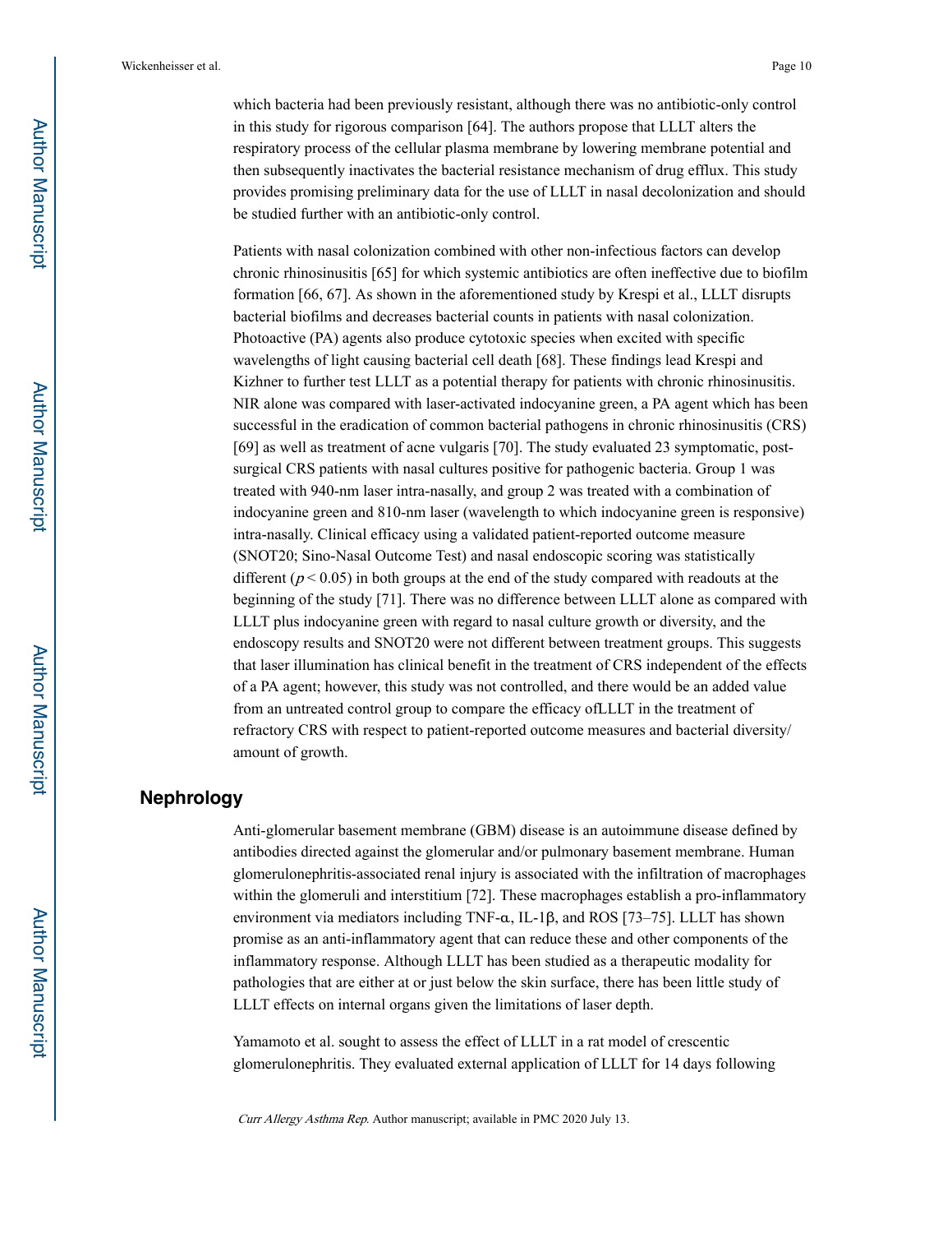which bacteria had been previously resistant, although there was no antibiotic-only control in this study for rigorous comparison [64]. The authors propose that LLLT alters the respiratory process of the cellular plasma membrane by lowering membrane potential and then subsequently inactivates the bacterial resistance mechanism of drug efflux. This study provides promising preliminary data for the use of LLLT in nasal decolonization and should be studied further with an antibiotic-only control.

Patients with nasal colonization combined with other non-infectious factors can develop chronic rhinosinusitis [65] for which systemic antibiotics are often ineffective due to biofilm formation [66, 67]. As shown in the aforementioned study by Krespi et al., LLLT disrupts bacterial biofilms and decreases bacterial counts in patients with nasal colonization. Photoactive (PA) agents also produce cytotoxic species when excited with specific wavelengths of light causing bacterial cell death [68]. These findings lead Krespi and Kizhner to further test LLLT as a potential therapy for patients with chronic rhinosinusitis. NIR alone was compared with laser-activated indocyanine green, a PA agent which has been successful in the eradication of common bacterial pathogens in chronic rhinosinusitis (CRS) [69] as well as treatment of acne vulgaris [70]. The study evaluated 23 symptomatic, post-surgical CRS patients with nasal cultures positive for pathogenic bacteria. Group 1 was treated with 940-nm laser intra-nasally, and group 2 was treated with a combination of indocyanine green and 810-nm laser (wavelength to which indocyanine green is responsive) intra-nasally. Clinical efficacy using a validated patient-reported outcome measure (SNOT20; Sino-Nasal Outcome Test) and nasal endoscopic scoring was statistically different ($p < 0.05$) in both groups at the end of the study compared with readouts at the beginning of the study [71]. There was no difference between LLLT alone as compared with LLLT plus indocyanine green with regard to nasal culture growth or diversity, and the endoscopy results and SNOT20 were not different between treatment groups. This suggests that laser illumination has clinical benefit in the treatment of CRS independent of the effects of a PA agent; however, this study was not controlled, and there would be an added value from an untreated control group to compare the efficacy ofLLLT in the treatment of refractory CRS with respect to patient-reported outcome measures and bacterial diversity/amount of growth.

## Nephrology

Anti-glomerular basement membrane (GBM) disease is an autoimmune disease defined by antibodies directed against the glomerular and/or pulmonary basement membrane. Human glomerulonephritis-associated renal injury is associated with the infiltration of macrophages within the glomeruli and interstitium [72]. These macrophages establish a pro-inflammatory environment via mediators including TNF-α, IL-1β, and ROS [73–75]. LLLT has shown promise as an anti-inflammatory agent that can reduce these and other components of the inflammatory response. Although LLLT has been studied as a therapeutic modality for pathologies that are either at or just below the skin surface, there has been little study of LLLT effects on internal organs given the limitations of laser depth.

Yamamoto et al. sought to assess the effect of LLLT in a rat model of crescentic glomerulonephritis. They evaluated external application of LLLT for 14 days following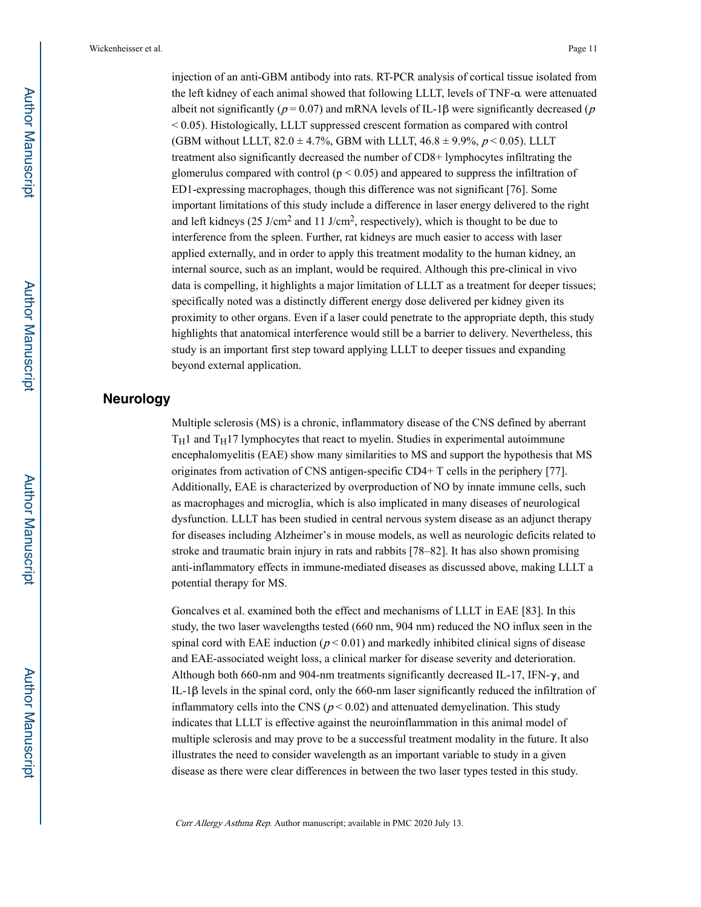injection of an anti-GBM antibody into rats. RT-PCR analysis of cortical tissue isolated from the left kidney of each animal showed that following LLLT, levels of TNF-α were attenuated albeit not significantly ($p = 0.07$) and mRNA levels of IL-1β were significantly decreased ($p < 0.05$). Histologically, LLLT suppressed crescent formation as compared with control (GBM without LLLT, 82.0 ± 4.7%, GBM with LLLT, 46.8 ± 9.9%, $p < 0.05$). LLLT treatment also significantly decreased the number of CD8+ lymphocytes infiltrating the glomerulus compared with control ($p < 0.05$) and appeared to suppress the infiltration of ED1-expressing macrophages, though this difference was not significant [76]. Some important limitations of this study include a difference in laser energy delivered to the right and left kidneys (25 J/cm$^2$ and 11 J/cm$^2$, respectively), which is thought to be due to interference from the spleen. Further, rat kidneys are much easier to access with laser applied externally, and in order to apply this treatment modality to the human kidney, an internal source, such as an implant, would be required. Although this pre-clinical in vivo data is compelling, it highlights a major limitation of LLLT as a treatment for deeper tissues; specifically noted was a distinctly different energy dose delivered per kidney given its proximity to other organs. Even if a laser could penetrate to the appropriate depth, this study highlights that anatomical interference would still be a barrier to delivery. Nevertheless, this study is an important first step toward applying LLLT to deeper tissues and expanding beyond external application.

## Neurology

Multiple sclerosis (MS) is a chronic, inflammatory disease of the CNS defined by aberrant $T_H1$ and $T_H17$ lymphocytes that react to myelin. Studies in experimental autoimmune encephalomyelitis (EAE) show many similarities to MS and support the hypothesis that MS originates from activation of CNS antigen-specific CD4+ T cells in the periphery [77]. Additionally, EAE is characterized by overproduction of NO by innate immune cells, such as macrophages and microglia, which is also implicated in many diseases of neurological dysfunction. LLLT has been studied in central nervous system disease as an adjunct therapy for diseases including Alzheimer's in mouse models, as well as neurologic deficits related to stroke and traumatic brain injury in rats and rabbits [78–82]. It has also shown promising anti-inflammatory effects in immune-mediated diseases as discussed above, making LLLT a potential therapy for MS.

Goncalves et al. examined both the effect and mechanisms of LLLT in EAE [83]. In this study, the two laser wavelengths tested (660 nm, 904 nm) reduced the NO influx seen in the spinal cord with EAE induction ($p < 0.01$) and markedly inhibited clinical signs of disease and EAE-associated weight loss, a clinical marker for disease severity and deterioration. Although both 660-nm and 904-nm treatments significantly decreased IL-17, IFN-γ, and IL-1β levels in the spinal cord, only the 660-nm laser significantly reduced the infiltration of inflammatory cells into the CNS ($p < 0.02$) and attenuated demyelination. This study indicates that LLLT is effective against the neuroinflammation in this animal model of multiple sclerosis and may prove to be a successful treatment modality in the future. It also illustrates the need to consider wavelength as an important variable to study in a given disease as there were clear differences in between the two laser types tested in this study.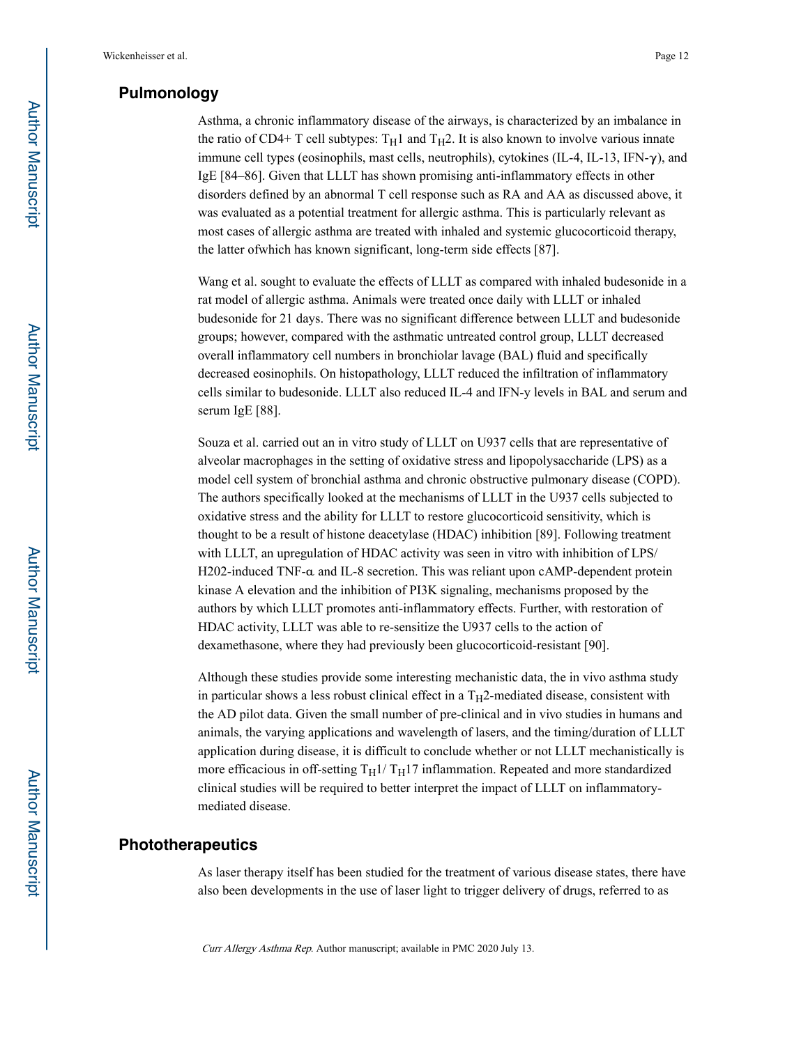## Pulmonology

Asthma, a chronic inflammatory disease of the airways, is characterized by an imbalance in the ratio of CD4+ T cell subtypes: $T_H1$ and $T_H2$. It is also known to involve various innate immune cell types (eosinophils, mast cells, neutrophils), cytokines (IL-4, IL-13, IFN-γ), and IgE [84–86]. Given that LLLT has shown promising anti-inflammatory effects in other disorders defined by an abnormal T cell response such as RA and AA as discussed above, it was evaluated as a potential treatment for allergic asthma. This is particularly relevant as most cases of allergic asthma are treated with inhaled and systemic glucocorticoid therapy, the latter ofwhich has known significant, long-term side effects [87].

Wang et al. sought to evaluate the effects of LLLT as compared with inhaled budesonide in a rat model of allergic asthma. Animals were treated once daily with LLLT or inhaled budesonide for 21 days. There was no significant difference between LLLT and budesonide groups; however, compared with the asthmatic untreated control group, LLLT decreased overall inflammatory cell numbers in bronchiolar lavage (BAL) fluid and specifically decreased eosinophils. On histopathology, LLLT reduced the infiltration of inflammatory cells similar to budesonide. LLLT also reduced IL-4 and IFN-y levels in BAL and serum and serum IgE [88].

Souza et al. carried out an in vitro study of LLLT on U937 cells that are representative of alveolar macrophages in the setting of oxidative stress and lipopolysaccharide (LPS) as a model cell system of bronchial asthma and chronic obstructive pulmonary disease (COPD). The authors specifically looked at the mechanisms of LLLT in the U937 cells subjected to oxidative stress and the ability for LLLT to restore glucocorticoid sensitivity, which is thought to be a result of histone deacetylase (HDAC) inhibition [89]. Following treatment with LLLT, an upregulation of HDAC activity was seen in vitro with inhibition of LPS/ H202-induced TNF-α and IL-8 secretion. This was reliant upon cAMP-dependent protein kinase A elevation and the inhibition of PI3K signaling, mechanisms proposed by the authors by which LLLT promotes anti-inflammatory effects. Further, with restoration of HDAC activity, LLLT was able to re-sensitize the U937 cells to the action of dexamethasone, where they had previously been glucocorticoid-resistant [90].

Although these studies provide some interesting mechanistic data, the in vivo asthma study in particular shows a less robust clinical effect in a $T_H2$-mediated disease, consistent with the AD pilot data. Given the small number of pre-clinical and in vivo studies in humans and animals, the varying applications and wavelength of lasers, and the timing/duration of LLLT application during disease, it is difficult to conclude whether or not LLLT mechanistically is more efficacious in off-setting $T_H1$/ $T_H17$ inflammation. Repeated and more standardized clinical studies will be required to better interpret the impact of LLLT on inflammatory-mediated disease.

## Phototherapeutics

As laser therapy itself has been studied for the treatment of various disease states, there have also been developments in the use of laser light to trigger delivery of drugs, referred to as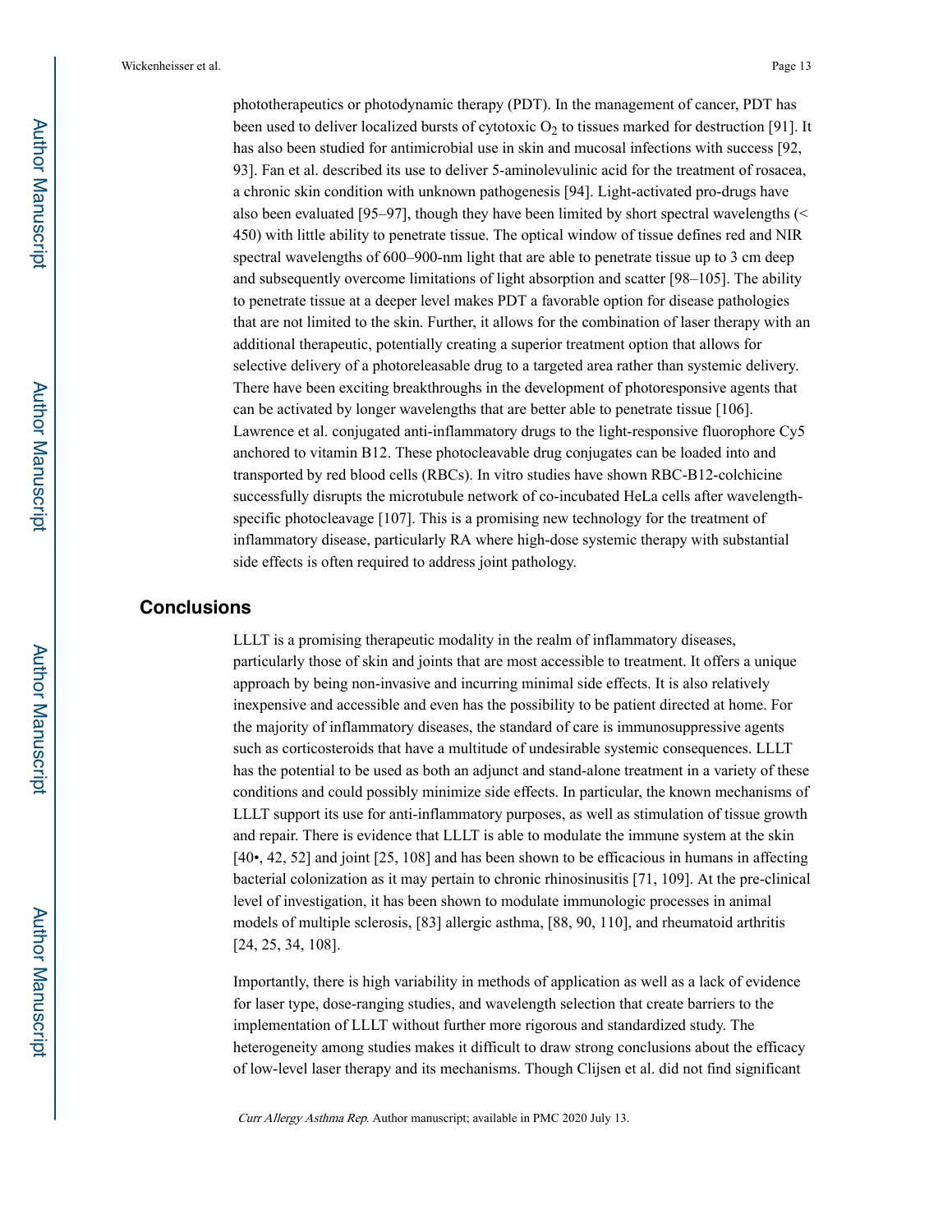phototherapeutics or photodynamic therapy (PDT). In the management of cancer, PDT has been used to deliver localized bursts of cytotoxic $O_2$ to tissues marked for destruction [91]. It has also been studied for antimicrobial use in skin and mucosal infections with success [92, 93]. Fan et al. described its use to deliver 5-aminolevulinic acid for the treatment of rosacea, a chronic skin condition with unknown pathogenesis [94]. Light-activated pro-drugs have also been evaluated [95–97], though they have been limited by short spectral wavelengths (< 450) with little ability to penetrate tissue. The optical window of tissue defines red and NIR spectral wavelengths of 600–900-nm light that are able to penetrate tissue up to 3 cm deep and subsequently overcome limitations of light absorption and scatter [98–105]. The ability to penetrate tissue at a deeper level makes PDT a favorable option for disease pathologies that are not limited to the skin. Further, it allows for the combination of laser therapy with an additional therapeutic, potentially creating a superior treatment option that allows for selective delivery of a photoreleasable drug to a targeted area rather than systemic delivery. There have been exciting breakthroughs in the development of photoresponsive agents that can be activated by longer wavelengths that are better able to penetrate tissue [106]. Lawrence et al. conjugated anti-inflammatory drugs to the light-responsive fluorophore Cy5 anchored to vitamin B12. These photocleavable drug conjugates can be loaded into and transported by red blood cells (RBCs). In vitro studies have shown RBC-B12-colchicine successfully disrupts the microtubule network of co-incubated HeLa cells after wavelength-specific photocleavage [107]. This is a promising new technology for the treatment of inflammatory disease, particularly RA where high-dose systemic therapy with substantial side effects is often required to address joint pathology.

## Conclusions

LLLT is a promising therapeutic modality in the realm of inflammatory diseases, particularly those of skin and joints that are most accessible to treatment. It offers a unique approach by being non-invasive and incurring minimal side effects. It is also relatively inexpensive and accessible and even has the possibility to be patient directed at home. For the majority of inflammatory diseases, the standard of care is immunosuppressive agents such as corticosteroids that have a multitude of undesirable systemic consequences. LLLT has the potential to be used as both an adjunct and stand-alone treatment in a variety of these conditions and could possibly minimize side effects. In particular, the known mechanisms of LLLT support its use for anti-inflammatory purposes, as well as stimulation of tissue growth and repair. There is evidence that LLLT is able to modulate the immune system at the skin [40•, 42, 52] and joint [25, 108] and has been shown to be efficacious in humans in affecting bacterial colonization as it may pertain to chronic rhinosinusitis [71, 109]. At the pre-clinical level of investigation, it has been shown to modulate immunologic processes in animal models of multiple sclerosis, [83] allergic asthma, [88, 90, 110], and rheumatoid arthritis [24, 25, 34, 108].

Importantly, there is high variability in methods of application as well as a lack of evidence for laser type, dose-ranging studies, and wavelength selection that create barriers to the implementation of LLLT without further more rigorous and standardized study. The heterogeneity among studies makes it difficult to draw strong conclusions about the efficacy of low-level laser therapy and its mechanisms. Though Clijsen et al. did not find significant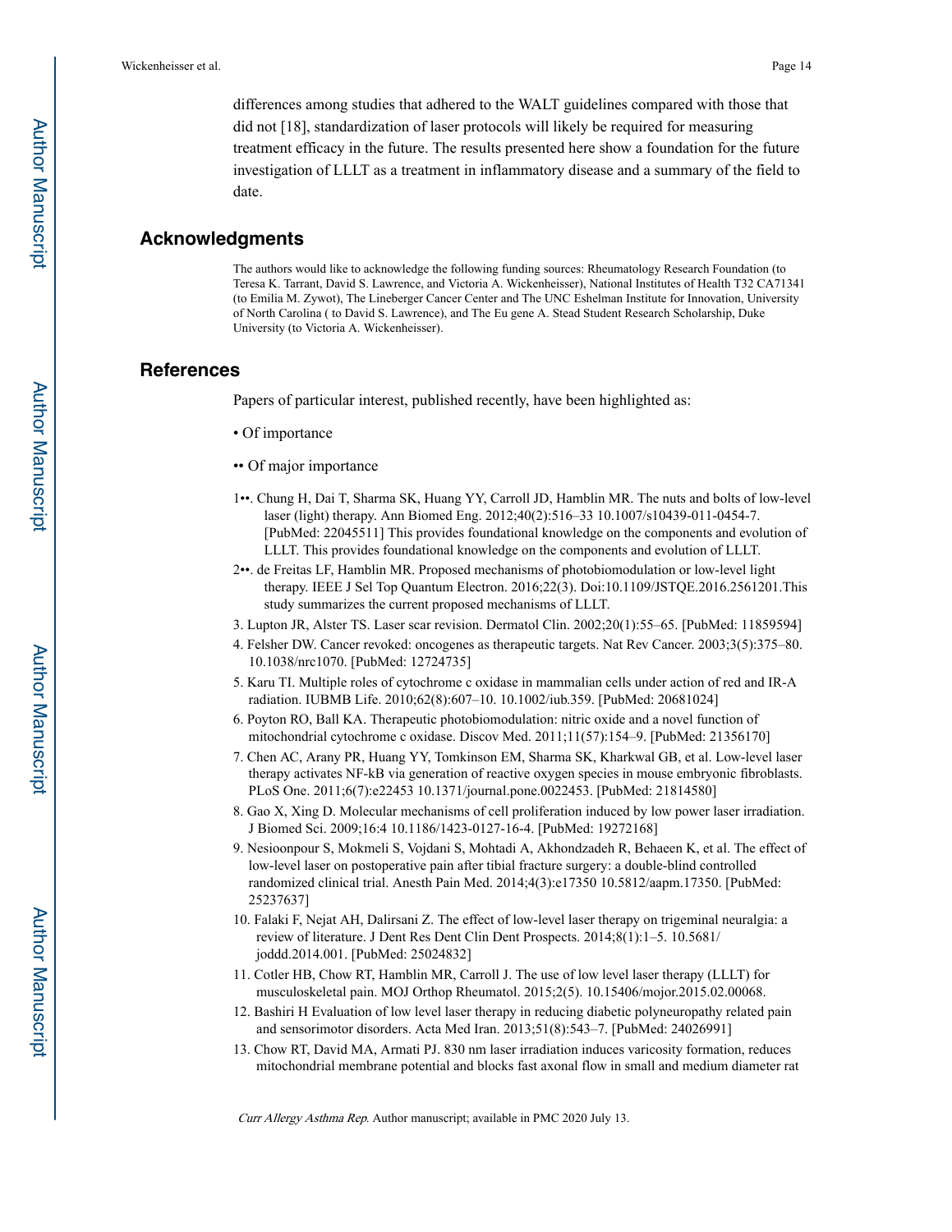differences among studies that adhered to the WALT guidelines compared with those that did not [18], standardization of laser protocols will likely be required for measuring treatment efficacy in the future. The results presented here show a foundation for the future investigation of LLLT as a treatment in inflammatory disease and a summary of the field to date.

## Acknowledgments

The authors would like to acknowledge the following funding sources: Rheumatology Research Foundation (to Teresa K. Tarrant, David S. Lawrence, and Victoria A. Wickenheisser), National Institutes of Health T32 CA71341 (to Emilia M. Zywot), The Lineberger Cancer Center and The UNC Eshelman Institute for Innovation, University of North Carolina ( to David S. Lawrence), and The Eu gene A. Stead Student Research Scholarship, Duke University (to Victoria A. Wickenheisser).

## References

Papers of particular interest, published recently, have been highlighted as:

• Of importance

•• Of major importance

1••. Chung H, Dai T, Sharma SK, Huang YY, Carroll JD, Hamblin MR. The nuts and bolts of low-level laser (light) therapy. Ann Biomed Eng. 2012;40(2):516–33 10.1007/s10439-011-0454-7. [PubMed: 22045511] This provides foundational knowledge on the components and evolution of LLLT. This provides foundational knowledge on the components and evolution of LLLT.

2••. de Freitas LF, Hamblin MR. Proposed mechanisms of photobiomodulation or low-level light therapy. IEEE J Sel Top Quantum Electron. 2016;22(3). Doi:10.1109/JSTQE.2016.2561201.This study summarizes the current proposed mechanisms of LLLT.

3. Lupton JR, Alster TS. Laser scar revision. Dermatol Clin. 2002;20(1):55–65. [PubMed: 11859594]

4. Felsher DW. Cancer revoked: oncogenes as therapeutic targets. Nat Rev Cancer. 2003;3(5):375–80. 10.1038/nrc1070. [PubMed: 12724735]

5. Karu TI. Multiple roles of cytochrome c oxidase in mammalian cells under action of red and IR-A radiation. IUBMB Life. 2010;62(8):607–10. 10.1002/iub.359. [PubMed: 20681024]

6. Poyton RO, Ball KA. Therapeutic photobiomodulation: nitric oxide and a novel function of mitochondrial cytochrome c oxidase. Discov Med. 2011;11(57):154–9. [PubMed: 21356170]

7. Chen AC, Arany PR, Huang YY, Tomkinson EM, Sharma SK, Kharkwal GB, et al. Low-level laser therapy activates NF-kB via generation of reactive oxygen species in mouse embryonic fibroblasts. PLoS One. 2011;6(7):e22453 10.1371/journal.pone.0022453. [PubMed: 21814580]

8. Gao X, Xing D. Molecular mechanisms of cell proliferation induced by low power laser irradiation. J Biomed Sci. 2009;16:4 10.1186/1423-0127-16-4. [PubMed: 19272168]

9. Nesioonpour S, Mokmeli S, Vojdani S, Mohtadi A, Akhondzadeh R, Behaeen K, et al. The effect of low-level laser on postoperative pain after tibial fracture surgery: a double-blind controlled randomized clinical trial. Anesth Pain Med. 2014;4(3):e17350 10.5812/aapm.17350. [PubMed: 25237637]

10. Falaki F, Nejat AH, Dalirsani Z. The effect of low-level laser therapy on trigeminal neuralgia: a review of literature. J Dent Res Dent Clin Dent Prospects. 2014;8(1):1–5. 10.5681/joddd.2014.001. [PubMed: 25024832]

11. Cotler HB, Chow RT, Hamblin MR, Carroll J. The use of low level laser therapy (LLLT) for musculoskeletal pain. MOJ Orthop Rheumatol. 2015;2(5). 10.15406/mojor.2015.02.00068.

12. Bashiri H Evaluation of low level laser therapy in reducing diabetic polyneuropathy related pain and sensorimotor disorders. Acta Med Iran. 2013;51(8):543–7. [PubMed: 24026991]

13. Chow RT, David MA, Armati PJ. 830 nm laser irradiation induces varicosity formation, reduces mitochondrial membrane potential and blocks fast axonal flow in small and medium diameter rat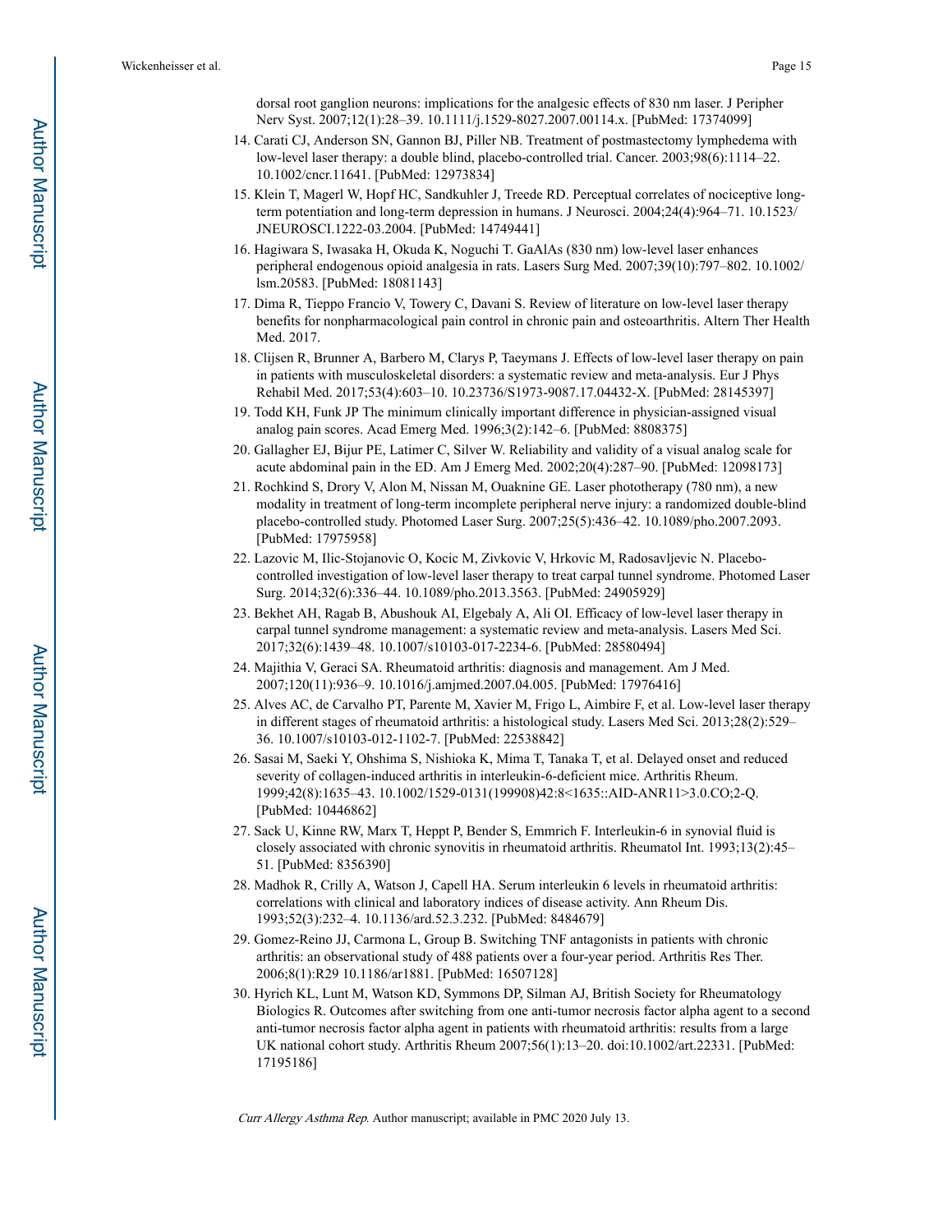dorsal root ganglion neurons: implications for the analgesic effects of 830 nm laser. J Peripher Nerv Syst. 2007;12(1):28–39. 10.1111/j.1529-8027.2007.00114.x. [PubMed: 17374099]

14. Carati CJ, Anderson SN, Gannon BJ, Piller NB. Treatment of postmastectomy lymphedema with low-level laser therapy: a double blind, placebo-controlled trial. Cancer. 2003;98(6):1114–22. 10.1002/cncr.11641. [PubMed: 12973834]
15. Klein T, Magerl W, Hopf HC, Sandkuhler J, Treede RD. Perceptual correlates of nociceptive long-term potentiation and long-term depression in humans. J Neurosci. 2004;24(4):964–71. 10.1523/JNEUROSCI.1222-03.2004. [PubMed: 14749441]
16. Hagiwara S, Iwasaka H, Okuda K, Noguchi T. GaAlAs (830 nm) low-level laser enhances peripheral endogenous opioid analgesia in rats. Lasers Surg Med. 2007;39(10):797–802. 10.1002/lsm.20583. [PubMed: 18081143]
17. Dima R, Tieppo Francio V, Towery C, Davani S. Review of literature on low-level laser therapy benefits for nonpharmacological pain control in chronic pain and osteoarthritis. Altern Ther Health Med. 2017.
18. Clijsen R, Brunner A, Barbero M, Clarys P, Taeymans J. Effects of low-level laser therapy on pain in patients with musculoskeletal disorders: a systematic review and meta-analysis. Eur J Phys Rehabil Med. 2017;53(4):603–10. 10.23736/S1973-9087.17.04432-X. [PubMed: 28145397]
19. Todd KH, Funk JP The minimum clinically important difference in physician-assigned visual analog pain scores. Acad Emerg Med. 1996;3(2):142–6. [PubMed: 8808375]
20. Gallagher EJ, Bijur PE, Latimer C, Silver W. Reliability and validity of a visual analog scale for acute abdominal pain in the ED. Am J Emerg Med. 2002;20(4):287–90. [PubMed: 12098173]
21. Rochkind S, Drory V, Alon M, Nissan M, Ouaknine GE. Laser phototherapy (780 nm), a new modality in treatment of long-term incomplete peripheral nerve injury: a randomized double-blind placebo-controlled study. Photomed Laser Surg. 2007;25(5):436–42. 10.1089/pho.2007.2093. [PubMed: 17975958]
22. Lazovic M, Ilic-Stojanovic O, Kocic M, Zivkovic V, Hrkovic M, Radosavljevic N. Placebo-controlled investigation of low-level laser therapy to treat carpal tunnel syndrome. Photomed Laser Surg. 2014;32(6):336–44. 10.1089/pho.2013.3563. [PubMed: 24905929]
23. Bekhet AH, Ragab B, Abushouk AI, Elgebaly A, Ali OI. Efficacy of low-level laser therapy in carpal tunnel syndrome management: a systematic review and meta-analysis. Lasers Med Sci. 2017;32(6):1439–48. 10.1007/s10103-017-2234-6. [PubMed: 28580494]
24. Majithia V, Geraci SA. Rheumatoid arthritis: diagnosis and management. Am J Med. 2007;120(11):936–9. 10.1016/j.amjmed.2007.04.005. [PubMed: 17976416]
25. Alves AC, de Carvalho PT, Parente M, Xavier M, Frigo L, Aimbire F, et al. Low-level laser therapy in different stages of rheumatoid arthritis: a histological study. Lasers Med Sci. 2013;28(2):529–36. 10.1007/s10103-012-1102-7. [PubMed: 22538842]
26. Sasai M, Saeki Y, Ohshima S, Nishioka K, Mima T, Tanaka T, et al. Delayed onset and reduced severity of collagen-induced arthritis in interleukin-6-deficient mice. Arthritis Rheum. 1999;42(8):1635–43. 10.1002/1529-0131(199908)42:8<1635::AID-ANR11>3.0.CO;2-Q. [PubMed: 10446862]
27. Sack U, Kinne RW, Marx T, Heppt P, Bender S, Emmrich F. Interleukin-6 in synovial fluid is closely associated with chronic synovitis in rheumatoid arthritis. Rheumatol Int. 1993;13(2):45–51. [PubMed: 8356390]
28. Madhok R, Crilly A, Watson J, Capell HA. Serum interleukin 6 levels in rheumatoid arthritis: correlations with clinical and laboratory indices of disease activity. Ann Rheum Dis. 1993;52(3):232–4. 10.1136/ard.52.3.232. [PubMed: 8484679]
29. Gomez-Reino JJ, Carmona L, Group B. Switching TNF antagonists in patients with chronic arthritis: an observational study of 488 patients over a four-year period. Arthritis Res Ther. 2006;8(1):R29 10.1186/ar1881. [PubMed: 16507128]
30. Hyrich KL, Lunt M, Watson KD, Symmons DP, Silman AJ, British Society for Rheumatology Biologics R. Outcomes after switching from one anti-tumor necrosis factor alpha agent to a second anti-tumor necrosis factor alpha agent in patients with rheumatoid arthritis: results from a large UK national cohort study. Arthritis Rheum 2007;56(1):13–20. doi:10.1002/art.22331. [PubMed: 17195186]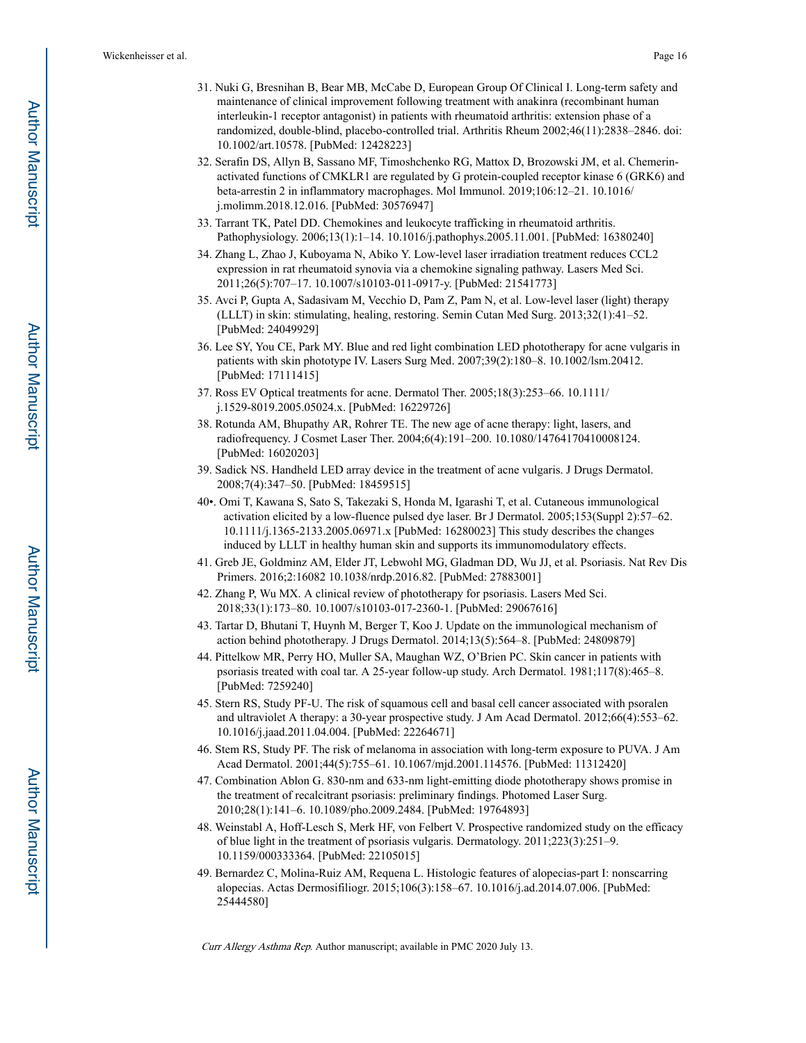31. Nuki G, Bresnihan B, Bear MB, McCabe D, European Group Of Clinical I. Long-term safety and maintenance of clinical improvement following treatment with anakinra (recombinant human interleukin-1 receptor antagonist) in patients with rheumatoid arthritis: extension phase of a randomized, double-blind, placebo-controlled trial. Arthritis Rheum 2002;46(11):2838–2846. doi: 10.1002/art.10578. [PubMed: 12428223]
32. Serafin DS, Allyn B, Sassano MF, Timoshchenko RG, Mattox D, Brozowski JM, et al. Chemerin-activated functions of CMKLR1 are regulated by G protein-coupled receptor kinase 6 (GRK6) and beta-arrestin 2 in inflammatory macrophages. Mol Immunol. 2019;106:12–21. 10.1016/j.molimm.2018.12.016. [PubMed: 30576947]
33. Tarrant TK, Patel DD. Chemokines and leukocyte trafficking in rheumatoid arthritis. Pathophysiology. 2006;13(1):1–14. 10.1016/j.pathophys.2005.11.001. [PubMed: 16380240]
34. Zhang L, Zhao J, Kuboyama N, Abiko Y. Low-level laser irradiation treatment reduces CCL2 expression in rat rheumatoid synovia via a chemokine signaling pathway. Lasers Med Sci. 2011;26(5):707–17. 10.1007/s10103-011-0917-y. [PubMed: 21541773]
35. Avci P, Gupta A, Sadasivam M, Vecchio D, Pam Z, Pam N, et al. Low-level laser (light) therapy (LLLT) in skin: stimulating, healing, restoring. Semin Cutan Med Surg. 2013;32(1):41–52. [PubMed: 24049929]
36. Lee SY, You CE, Park MY. Blue and red light combination LED phototherapy for acne vulgaris in patients with skin phototype IV. Lasers Surg Med. 2007;39(2):180–8. 10.1002/lsm.20412. [PubMed: 17111415]
37. Ross EV Optical treatments for acne. Dermatol Ther. 2005;18(3):253–66. 10.1111/j.1529-8019.2005.05024.x. [PubMed: 16229726]
38. Rotunda AM, Bhupathy AR, Rohrer TE. The new age of acne therapy: light, lasers, and radiofrequency. J Cosmet Laser Ther. 2004;6(4):191–200. 10.1080/14764170410008124. [PubMed: 16020203]
39. Sadick NS. Handheld LED array device in the treatment of acne vulgaris. J Drugs Dermatol. 2008;7(4):347–50. [PubMed: 18459515]
40•. Omi T, Kawana S, Sato S, Takezaki S, Honda M, Igarashi T, et al. Cutaneous immunological activation elicited by a low-fluence pulsed dye laser. Br J Dermatol. 2005;153(Suppl 2):57–62. 10.1111/j.1365-2133.2005.06971.x [PubMed: 16280023] This study describes the changes induced by LLLT in healthy human skin and supports its immunomodulatory effects.
41. Greb JE, Goldminz AM, Elder JT, Lebwohl MG, Gladman DD, Wu JJ, et al. Psoriasis. Nat Rev Dis Primers. 2016;2:16082 10.1038/nrdp.2016.82. [PubMed: 27883001]
42. Zhang P, Wu MX. A clinical review of phototherapy for psoriasis. Lasers Med Sci. 2018;33(1):173–80. 10.1007/s10103-017-2360-1. [PubMed: 29067616]
43. Tartar D, Bhutani T, Huynh M, Berger T, Koo J. Update on the immunological mechanism of action behind phototherapy. J Drugs Dermatol. 2014;13(5):564–8. [PubMed: 24809879]
44. Pittelkow MR, Perry HO, Muller SA, Maughan WZ, O'Brien PC. Skin cancer in patients with psoriasis treated with coal tar. A 25-year follow-up study. Arch Dermatol. 1981;117(8):465–8. [PubMed: 7259240]
45. Stern RS, Study PF-U. The risk of squamous cell and basal cell cancer associated with psoralen and ultraviolet A therapy: a 30-year prospective study. J Am Acad Dermatol. 2012;66(4):553–62. 10.1016/j.jaad.2011.04.004. [PubMed: 22264671]
46. Stem RS, Study PF. The risk of melanoma in association with long-term exposure to PUVA. J Am Acad Dermatol. 2001;44(5):755–61. 10.1067/mjd.2001.114576. [PubMed: 11312420]
47. Combination Ablon G. 830-nm and 633-nm light-emitting diode phototherapy shows promise in the treatment of recalcitrant psoriasis: preliminary findings. Photomed Laser Surg. 2010;28(1):141–6. 10.1089/pho.2009.2484. [PubMed: 19764893]
48. Weinstabl A, Hoff-Lesch S, Merk HF, von Felbert V. Prospective randomized study on the efficacy of blue light in the treatment of psoriasis vulgaris. Dermatology. 2011;223(3):251–9. 10.1159/000333364. [PubMed: 22105015]
49. Bernardez C, Molina-Ruiz AM, Requena L. Histologic features of alopecias-part I: nonscarring alopecias. Actas Dermosifiliogr. 2015;106(3):158–67. 10.1016/j.ad.2014.07.006. [PubMed: 25444580]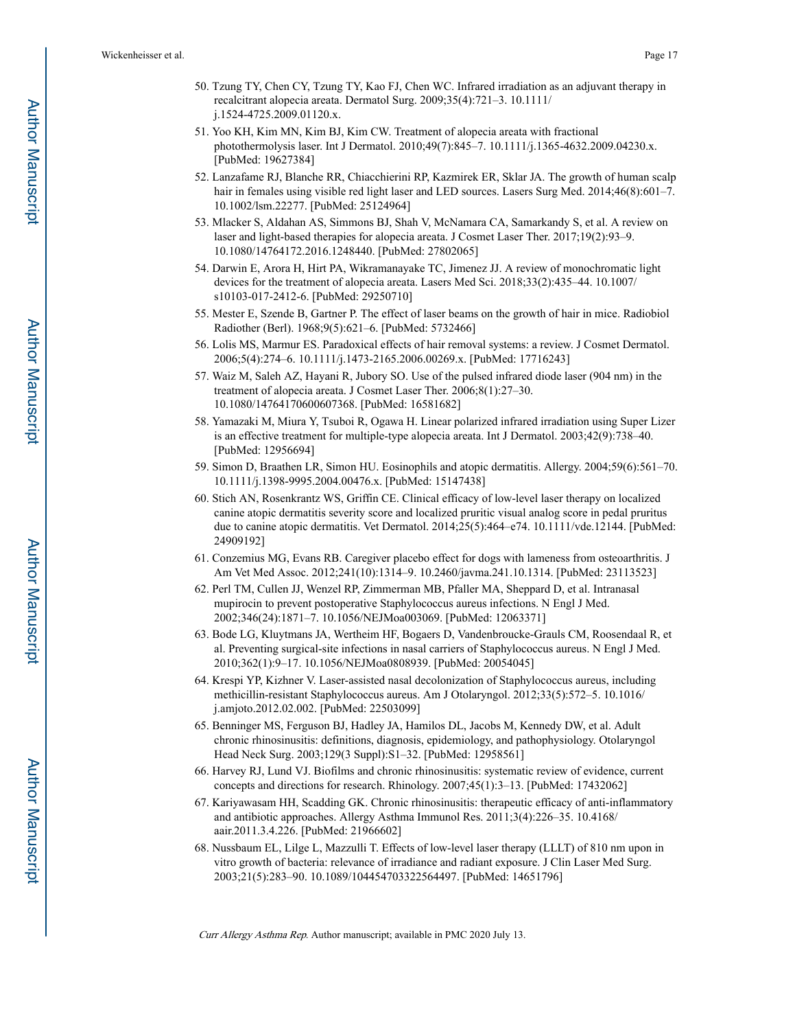50. Tzung TY, Chen CY, Tzung TY, Kao FJ, Chen WC. Infrared irradiation as an adjuvant therapy in recalcitrant alopecia areata. Dermatol Surg. 2009;35(4):721–3. 10.1111/j.1524-4725.2009.01120.x.
51. Yoo KH, Kim MN, Kim BJ, Kim CW. Treatment of alopecia areata with fractional photothermolysis laser. Int J Dermatol. 2010;49(7):845–7. 10.1111/j.1365-4632.2009.04230.x. [PubMed: 19627384]
52. Lanzafame RJ, Blanche RR, Chiacchierini RP, Kazmirek ER, Sklar JA. The growth of human scalp hair in females using visible red light laser and LED sources. Lasers Surg Med. 2014;46(8):601–7. 10.1002/lsm.22277. [PubMed: 25124964]
53. Mlacker S, Aldahan AS, Simmons BJ, Shah V, McNamara CA, Samarkandy S, et al. A review on laser and light-based therapies for alopecia areata. J Cosmet Laser Ther. 2017;19(2):93–9. 10.1080/14764172.2016.1248440. [PubMed: 27802065]
54. Darwin E, Arora H, Hirt PA, Wikramanayake TC, Jimenez JJ. A review of monochromatic light devices for the treatment of alopecia areata. Lasers Med Sci. 2018;33(2):435–44. 10.1007/s10103-017-2412-6. [PubMed: 29250710]
55. Mester E, Szende B, Gartner P. The effect of laser beams on the growth of hair in mice. Radiobiol Radiother (Berl). 1968;9(5):621–6. [PubMed: 5732466]
56. Lolis MS, Marmur ES. Paradoxical effects of hair removal systems: a review. J Cosmet Dermatol. 2006;5(4):274–6. 10.1111/j.1473-2165.2006.00269.x. [PubMed: 17716243]
57. Waiz M, Saleh AZ, Hayani R, Jubory SO. Use of the pulsed infrared diode laser (904 nm) in the treatment of alopecia areata. J Cosmet Laser Ther. 2006;8(1):27–30. 10.1080/14764170600607368. [PubMed: 16581682]
58. Yamazaki M, Miura Y, Tsuboi R, Ogawa H. Linear polarized infrared irradiation using Super Lizer is an effective treatment for multiple-type alopecia areata. Int J Dermatol. 2003;42(9):738–40. [PubMed: 12956694]
59. Simon D, Braathen LR, Simon HU. Eosinophils and atopic dermatitis. Allergy. 2004;59(6):561–70. 10.1111/j.1398-9995.2004.00476.x. [PubMed: 15147438]
60. Stich AN, Rosenkrantz WS, Griffin CE. Clinical efficacy of low-level laser therapy on localized canine atopic dermatitis severity score and localized pruritic visual analog score in pedal pruritus due to canine atopic dermatitis. Vet Dermatol. 2014;25(5):464–e74. 10.1111/vde.12144. [PubMed: 24909192]
61. Conzemius MG, Evans RB. Caregiver placebo effect for dogs with lameness from osteoarthritis. J Am Vet Med Assoc. 2012;241(10):1314–9. 10.2460/javma.241.10.1314. [PubMed: 23113523]
62. Perl TM, Cullen JJ, Wenzel RP, Zimmerman MB, Pfaller MA, Sheppard D, et al. Intranasal mupirocin to prevent postoperative Staphylococcus aureus infections. N Engl J Med. 2002;346(24):1871–7. 10.1056/NEJMoa003069. [PubMed: 12063371]
63. Bode LG, Kluytmans JA, Wertheim HF, Bogaers D, Vandenbroucke-Grauls CM, Roosendaal R, et al. Preventing surgical-site infections in nasal carriers of Staphylococcus aureus. N Engl J Med. 2010;362(1):9–17. 10.1056/NEJMoa0808939. [PubMed: 20054045]
64. Krespi YP, Kizhner V. Laser-assisted nasal decolonization of Staphylococcus aureus, including methicillin-resistant Staphylococcus aureus. Am J Otolaryngol. 2012;33(5):572–5. 10.1016/j.amjoto.2012.02.002. [PubMed: 22503099]
65. Benninger MS, Ferguson BJ, Hadley JA, Hamilos DL, Jacobs M, Kennedy DW, et al. Adult chronic rhinosinusitis: definitions, diagnosis, epidemiology, and pathophysiology. Otolaryngol Head Neck Surg. 2003;129(3 Suppl):S1–32. [PubMed: 12958561]
66. Harvey RJ, Lund VJ. Biofilms and chronic rhinosinusitis: systematic review of evidence, current concepts and directions for research. Rhinology. 2007;45(1):3–13. [PubMed: 17432062]
67. Kariyawasam HH, Scadding GK. Chronic rhinosinusitis: therapeutic efficacy of anti-inflammatory and antibiotic approaches. Allergy Asthma Immunol Res. 2011;3(4):226–35. 10.4168/aair.2011.3.4.226. [PubMed: 21966602]
68. Nussbaum EL, Lilge L, Mazzulli T. Effects of low-level laser therapy (LLLT) of 810 nm upon in vitro growth of bacteria: relevance of irradiance and radiant exposure. J Clin Laser Med Surg. 2003;21(5):283–90. 10.1089/104454703322564497. [PubMed: 14651796]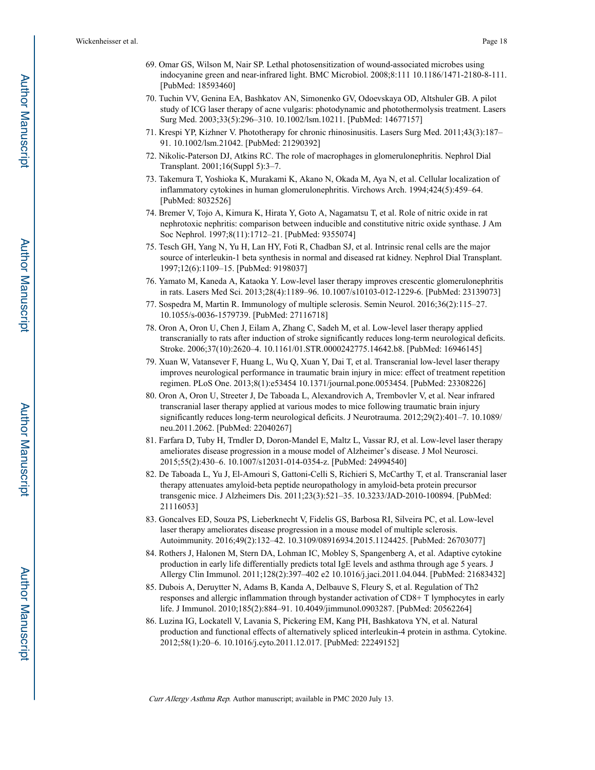69. Omar GS, Wilson M, Nair SP. Lethal photosensitization of wound-associated microbes using indocyanine green and near-infrared light. BMC Microbiol. 2008;8:111 10.1186/1471-2180-8-111. [PubMed: 18593460]
70. Tuchin VV, Genina EA, Bashkatov AN, Simonenko GV, Odoevskaya OD, Altshuler GB. A pilot study of ICG laser therapy of acne vulgaris: photodynamic and photothermolysis treatment. Lasers Surg Med. 2003;33(5):296–310. 10.1002/lsm.10211. [PubMed: 14677157]
71. Krespi YP, Kizhner V. Phototherapy for chronic rhinosinusitis. Lasers Surg Med. 2011;43(3):187–91. 10.1002/lsm.21042. [PubMed: 21290392]
72. Nikolic-Paterson DJ, Atkins RC. The role of macrophages in glomerulonephritis. Nephrol Dial Transplant. 2001;16(Suppl 5):3–7.
73. Takemura T, Yoshioka K, Murakami K, Akano N, Okada M, Aya N, et al. Cellular localization of inflammatory cytokines in human glomerulonephritis. Virchows Arch. 1994;424(5):459–64. [PubMed: 8032526]
74. Bremer V, Tojo A, Kimura K, Hirata Y, Goto A, Nagamatsu T, et al. Role of nitric oxide in rat nephrotoxic nephritis: comparison between inducible and constitutive nitric oxide synthase. J Am Soc Nephrol. 1997;8(11):1712–21. [PubMed: 9355074]
75. Tesch GH, Yang N, Yu H, Lan HY, Foti R, Chadban SJ, et al. Intrinsic renal cells are the major source of interleukin-1 beta synthesis in normal and diseased rat kidney. Nephrol Dial Transplant. 1997;12(6):1109–15. [PubMed: 9198037]
76. Yamato M, Kaneda A, Kataoka Y. Low-level laser therapy improves crescentic glomerulonephritis in rats. Lasers Med Sci. 2013;28(4):1189–96. 10.1007/s10103-012-1229-6. [PubMed: 23139073]
77. Sospedra M, Martin R. Immunology of multiple sclerosis. Semin Neurol. 2016;36(2):115–27. 10.1055/s-0036-1579739. [PubMed: 27116718]
78. Oron A, Oron U, Chen J, Eilam A, Zhang C, Sadeh M, et al. Low-level laser therapy applied transcranially to rats after induction of stroke significantly reduces long-term neurological deficits. Stroke. 2006;37(10):2620–4. 10.1161/01.STR.0000242775.14642.b8. [PubMed: 16946145]
79. Xuan W, Vatansever F, Huang L, Wu Q, Xuan Y, Dai T, et al. Transcranial low-level laser therapy improves neurological performance in traumatic brain injury in mice: effect of treatment repetition regimen. PLoS One. 2013;8(1):e53454 10.1371/journal.pone.0053454. [PubMed: 23308226]
80. Oron A, Oron U, Streeter J, De Taboada L, Alexandrovich A, Trembovler V, et al. Near infrared transcranial laser therapy applied at various modes to mice following traumatic brain injury significantly reduces long-term neurological deficits. J Neurotrauma. 2012;29(2):401–7. 10.1089/neu.2011.2062. [PubMed: 22040267]
81. Farfara D, Tuby H, Trndler D, Doron-Mandel E, Maltz L, Vassar RJ, et al. Low-level laser therapy ameliorates disease progression in a mouse model of Alzheimer's disease. J Mol Neurosci. 2015;55(2):430–6. 10.1007/s12031-014-0354-z. [PubMed: 24994540]
82. De Taboada L, Yu J, El-Amouri S, Gattoni-Celli S, Richieri S, McCarthy T, et al. Transcranial laser therapy attenuates amyloid-beta peptide neuropathology in amyloid-beta protein precursor transgenic mice. J Alzheimers Dis. 2011;23(3):521–35. 10.3233/JAD-2010-100894. [PubMed: 21116053]
83. Goncalves ED, Souza PS, Lieberknecht V, Fidelis GS, Barbosa RI, Silveira PC, et al. Low-level laser therapy ameliorates disease progression in a mouse model of multiple sclerosis. Autoimmunity. 2016;49(2):132–42. 10.3109/08916934.2015.1124425. [PubMed: 26703077]
84. Rothers J, Halonen M, Stern DA, Lohman IC, Mobley S, Spangenberg A, et al. Adaptive cytokine production in early life differentially predicts total IgE levels and asthma through age 5 years. J Allergy Clin Immunol. 2011;128(2):397–402 e2 10.1016/j.jaci.2011.04.044. [PubMed: 21683432]
85. Dubois A, Deruytter N, Adams B, Kanda A, Delbauve S, Fleury S, et al. Regulation of Th2 responses and allergic inflammation through bystander activation of CD8+ T lymphocytes in early life. J Immunol. 2010;185(2):884–91. 10.4049/jimmunol.0903287. [PubMed: 20562264]
86. Luzina IG, Lockatell V, Lavania S, Pickering EM, Kang PH, Bashkatova YN, et al. Natural production and functional effects of alternatively spliced interleukin-4 protein in asthma. Cytokine. 2012;58(1):20–6. 10.1016/j.cyto.2011.12.017. [PubMed: 22249152]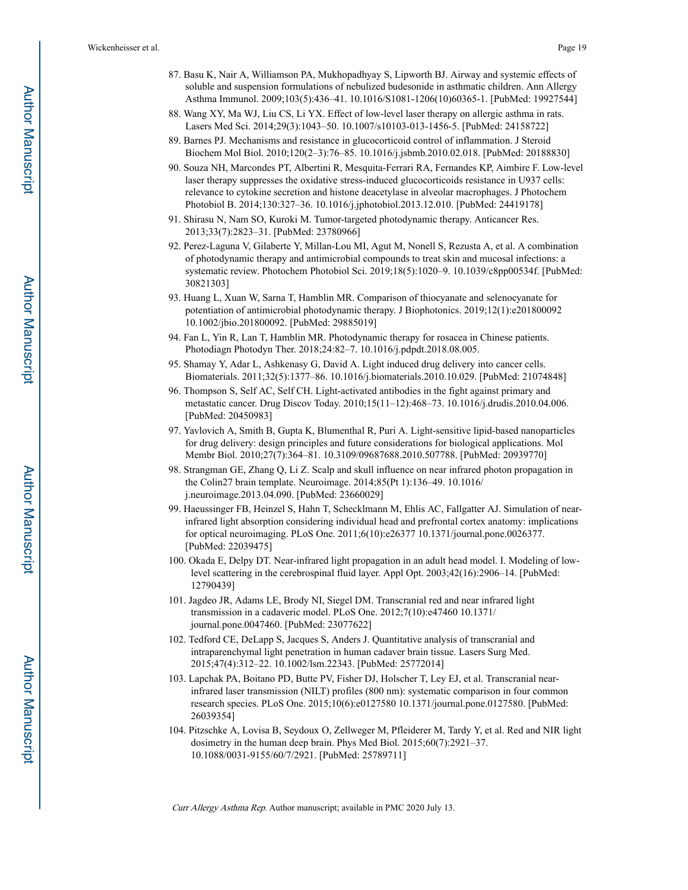87. Basu K, Nair A, Williamson PA, Mukhopadhyay S, Lipworth BJ. Airway and systemic effects of soluble and suspension formulations of nebulized budesonide in asthmatic children. Ann Allergy Asthma Immunol. 2009;103(5):436–41. 10.1016/S1081-1206(10)60365-1. [PubMed: 19927544]
88. Wang XY, Ma WJ, Liu CS, Li YX. Effect of low-level laser therapy on allergic asthma in rats. Lasers Med Sci. 2014;29(3):1043–50. 10.1007/s10103-013-1456-5. [PubMed: 24158722]
89. Barnes PJ. Mechanisms and resistance in glucocorticoid control of inflammation. J Steroid Biochem Mol Biol. 2010;120(2–3):76–85. 10.1016/j.jsbmb.2010.02.018. [PubMed: 20188830]
90. Souza NH, Marcondes PT, Albertini R, Mesquita-Ferrari RA, Fernandes KP, Aimbire F. Low-level laser therapy suppresses the oxidative stress-induced glucocorticoids resistance in U937 cells: relevance to cytokine secretion and histone deacetylase in alveolar macrophages. J Photochem Photobiol B. 2014;130:327–36. 10.1016/j.jphotobiol.2013.12.010. [PubMed: 24419178]
91. Shirasu N, Nam SO, Kuroki M. Tumor-targeted photodynamic therapy. Anticancer Res. 2013;33(7):2823–31. [PubMed: 23780966]
92. Perez-Laguna V, Gilaberte Y, Millan-Lou MI, Agut M, Nonell S, Rezusta A, et al. A combination of photodynamic therapy and antimicrobial compounds to treat skin and mucosal infections: a systematic review. Photochem Photobiol Sci. 2019;18(5):1020–9. 10.1039/c8pp00534f. [PubMed: 30821303]
93. Huang L, Xuan W, Sarna T, Hamblin MR. Comparison of thiocyanate and selenocyanate for potentiation of antimicrobial photodynamic therapy. J Biophotonics. 2019;12(1):e201800092 10.1002/jbio.201800092. [PubMed: 29885019]
94. Fan L, Yin R, Lan T, Hamblin MR. Photodynamic therapy for rosacea in Chinese patients. Photodiagn Photodyn Ther. 2018;24:82–7. 10.1016/j.pdpdt.2018.08.005.
95. Shamay Y, Adar L, Ashkenasy G, David A. Light induced drug delivery into cancer cells. Biomaterials. 2011;32(5):1377–86. 10.1016/j.biomaterials.2010.10.029. [PubMed: 21074848]
96. Thompson S, Self AC, Self CH. Light-activated antibodies in the fight against primary and metastatic cancer. Drug Discov Today. 2010;15(11–12):468–73. 10.1016/j.drudis.2010.04.006. [PubMed: 20450983]
97. Yavlovich A, Smith B, Gupta K, Blumenthal R, Puri A. Light-sensitive lipid-based nanoparticles for drug delivery: design principles and future considerations for biological applications. Mol Membr Biol. 2010;27(7):364–81. 10.3109/09687688.2010.507788. [PubMed: 20939770]
98. Strangman GE, Zhang Q, Li Z. Scalp and skull influence on near infrared photon propagation in the Colin27 brain template. Neuroimage. 2014;85(Pt 1):136–49. 10.1016/j.neuroimage.2013.04.090. [PubMed: 23660029]
99. Haeussinger FB, Heinzel S, Hahn T, Schecklmann M, Ehlis AC, Fallgatter AJ. Simulation of near-infrared light absorption considering individual head and prefrontal cortex anatomy: implications for optical neuroimaging. PLoS One. 2011;6(10):e26377 10.1371/journal.pone.0026377. [PubMed: 22039475]
100. Okada E, Delpy DT. Near-infrared light propagation in an adult head model. I. Modeling of low-level scattering in the cerebrospinal fluid layer. Appl Opt. 2003;42(16):2906–14. [PubMed: 12790439]
101. Jagdeo JR, Adams LE, Brody NI, Siegel DM. Transcranial red and near infrared light transmission in a cadaveric model. PLoS One. 2012;7(10):e47460 10.1371/journal.pone.0047460. [PubMed: 23077622]
102. Tedford CE, DeLapp S, Jacques S, Anders J. Quantitative analysis of transcranial and intraparenchymal light penetration in human cadaver brain tissue. Lasers Surg Med. 2015;47(4):312–22. 10.1002/lsm.22343. [PubMed: 25772014]
103. Lapchak PA, Boitano PD, Butte PV, Fisher DJ, Holscher T, Ley EJ, et al. Transcranial near-infrared laser transmission (NILT) profiles (800 nm): systematic comparison in four common research species. PLoS One. 2015;10(6):e0127580 10.1371/journal.pone.0127580. [PubMed: 26039354]
104. Pitzschke A, Lovisa B, Seydoux O, Zellweger M, Pfleiderer M, Tardy Y, et al. Red and NIR light dosimetry in the human deep brain. Phys Med Biol. 2015;60(7):2921–37. 10.1088/0031-9155/60/7/2921. [PubMed: 25789711]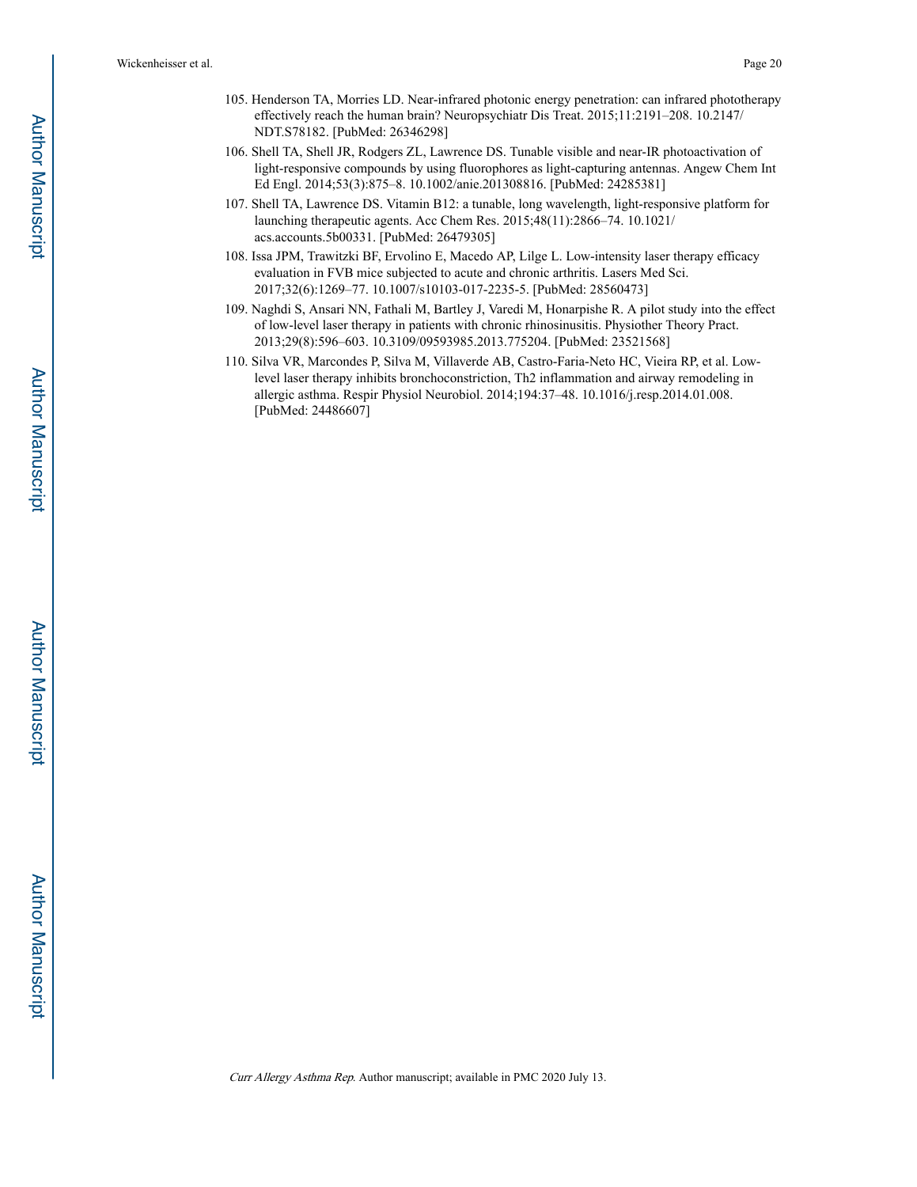105. Henderson TA, Morries LD. Near-infrared photonic energy penetration: can infrared phototherapy effectively reach the human brain? Neuropsychiatr Dis Treat. 2015;11:2191–208. 10.2147/NDT.S78182. [PubMed: 26346298]

106. Shell TA, Shell JR, Rodgers ZL, Lawrence DS. Tunable visible and near-IR photoactivation of light-responsive compounds by using fluorophores as light-capturing antennas. Angew Chem Int Ed Engl. 2014;53(3):875–8. 10.1002/anie.201308816. [PubMed: 24285381]

107. Shell TA, Lawrence DS. Vitamin B12: a tunable, long wavelength, light-responsive platform for launching therapeutic agents. Acc Chem Res. 2015;48(11):2866–74. 10.1021/acs.accounts.5b00331. [PubMed: 26479305]

108. Issa JPM, Trawitzki BF, Ervolino E, Macedo AP, Lilge L. Low-intensity laser therapy efficacy evaluation in FVB mice subjected to acute and chronic arthritis. Lasers Med Sci. 2017;32(6):1269–77. 10.1007/s10103-017-2235-5. [PubMed: 28560473]

109. Naghdi S, Ansari NN, Fathali M, Bartley J, Varedi M, Honarpishe R. A pilot study into the effect of low-level laser therapy in patients with chronic rhinosinusitis. Physiother Theory Pract. 2013;29(8):596–603. 10.3109/09593985.2013.775204. [PubMed: 23521568]

110. Silva VR, Marcondes P, Silva M, Villaverde AB, Castro-Faria-Neto HC, Vieira RP, et al. Low-level laser therapy inhibits bronchoconstriction, Th2 inflammation and airway remodeling in allergic asthma. Respir Physiol Neurobiol. 2014;194:37–48. 10.1016/j.resp.2014.01.008. [PubMed: 24486607]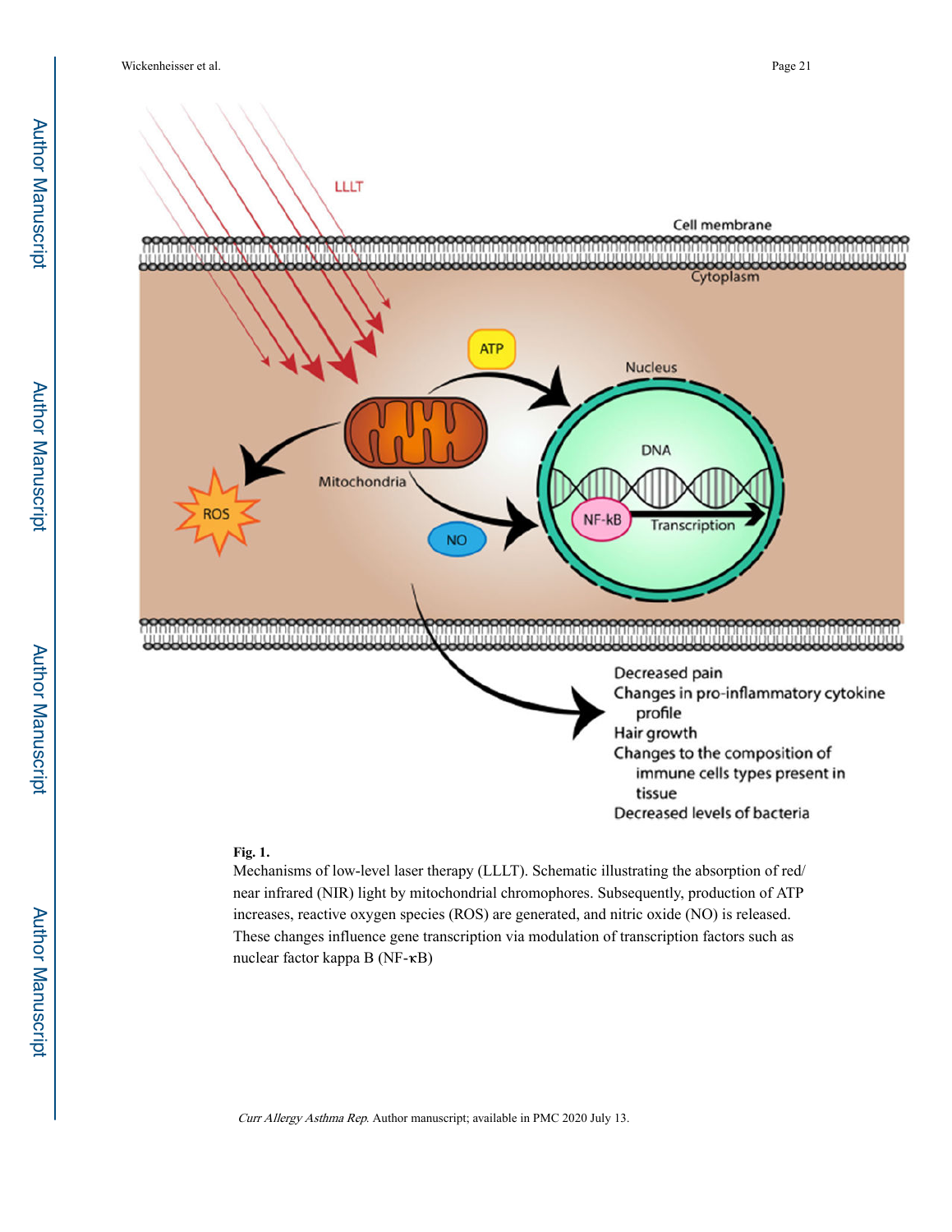**Fig. 1.**

Mechanisms of low-level laser therapy (LLLT). Schematic illustrating the absorption of red/near infrared (NIR) light by mitochondrial chromophores. Subsequently, production of ATP increases, reactive oxygen species (ROS) are generated, and nitric oxide (NO) is released. These changes influence gene transcription via modulation of transcription factors such as nuclear factor kappa B (NF-κB)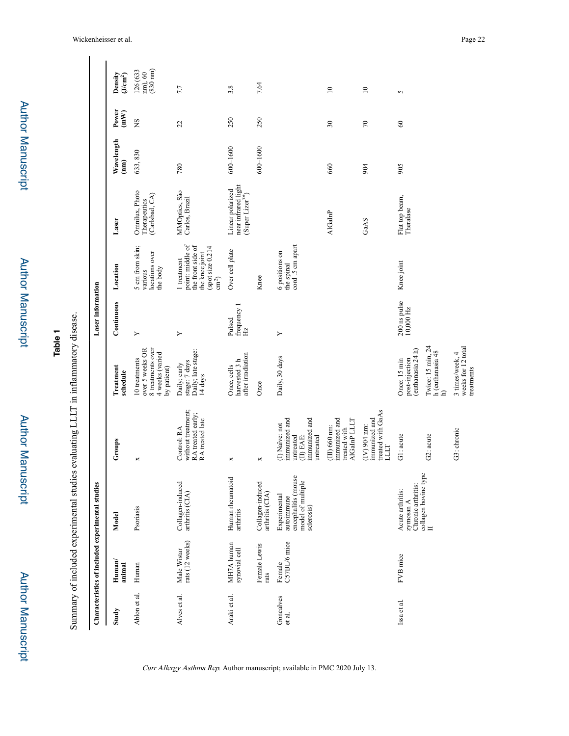# Table 1

Summary of included experimental studies evaluating LLLT in inflammatory disease.

| Characteristics of included experimental studies | | | | | Laser information | | | | | |
|---|---|---|---|---|---|---|---|---|---|---|
| Study | Human/animal | Model | Groups | Treatment schedule | Continuous | Location | Laser | Wavelength (nm) | Power (mW) | Density (J/cm²) |
| Ablon et al. | Human | Psoriasis | x | 10 treatments over 5 weeks OR 8 treatments over 4 weeks (varied by patient) | Y | 5 cm from skin; various locations over the body | Omnilux, Photo Therapeutics (Carlsbad, CA) | 633, 830 | NS | 126 (633 nm), 60 (830 nm) |
| Alves et al. | Male Wistar rats (12 weeks) | Collagen-induced arthritis (CIA) | Control: RA without treatment; RA treated early; RA treated late | Daily; early stage: 7 days Daily; late stage: 14 days | Y | 1 treatment point: middle of the front side of the knee joint (spot size 0.214 cm²) | MMOptics, São Carlos, Brazil | 780 | 22 | 7.7 |
| Araki et al. | MH7A human synovial cell | Human rheumatoid arthritis | x | Once, cells harvested 3 h after irradiation | Pulsed frequency 1 Hz | Over cell plate | Linear polarized near infrared light (Super Lizer™) | 600–1600 | 250 | 3.8 |
| | Female Lewis rats | Collagen-induced arthritis (CIA) | x | Once | | Knee | | 600–1600 | 250 | 7.64 |
| Goncalves et al. | Female C57BL/6 mice | Experimental autoimmune encephalitis (mouse model of multiple sclerosis) | (I) Naïve: not immunized and untreated (II) EAE: immunized and untreated | Daily, 30 days | Y | 6 positions on the spinal cord .5 cm apart | | | | |
| | | | (III) 660 nm: immunized and treated with AlGaInP LLLT | | | | AlGaInP | 660 | 30 | 10 |
| | | | (IV) 904 nm: immunized and treated with GaAs LLLT | | | | GaAS | 904 | 70 | 10 |
| Issa et al. | FVB mice | Acute arthritis: zymosan A Chronic arthritis: collagen bovine type II | G1: acute | Once: 15 min post-injection (euthanasia 24 h) | 200 ns pulse 10,000 Hz | Knee joint | Flat top beam, Theralase | 905 | 60 | 5 |
| | | | G2: acute | Twice: 15 min, 24 h (euthanasia 48 h) | | | | | | |
| | | | G3: chronic | 3 times/week, 4 weeks for 12 total treatments | | | | | | |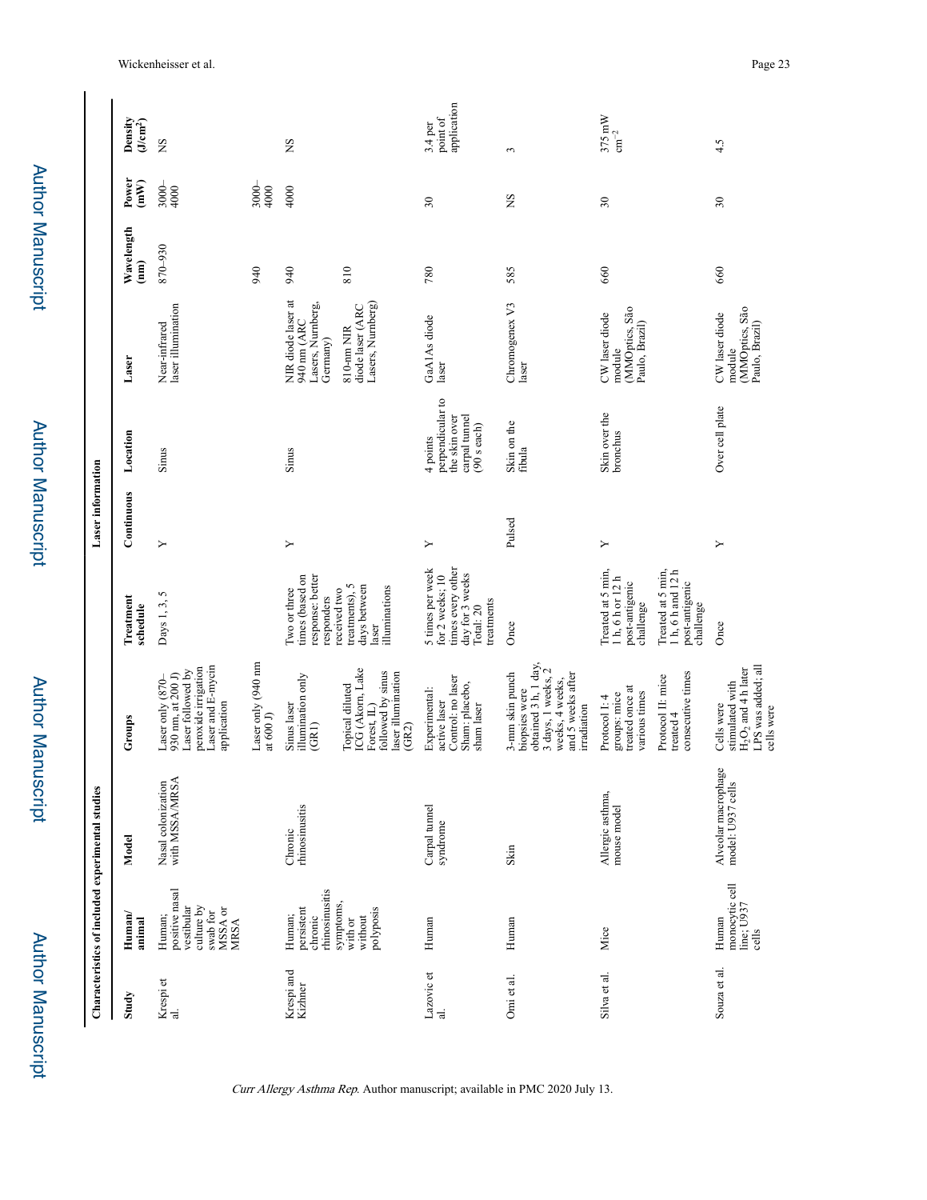| Characteristics of included experimental studies | | | | | Laser information | | | | | |
|---|---|---|---|---|---|---|---|---|---|---|
| Study | Human/ animal | Model | Groups | Treatment schedule | Continuous | Location | Laser | Wavelength (nm) | Power (mW) | Density (J/cm[2]) |
| Krespi et al. | Human; positive nasal vestibular culture by swab for MSSA or MRSA | Nasal colonization with MSSA/MRSA | Laser only (870–930 nm, at 200 J) Laser followed by peroxide irrigation Laser and E-mycin application | Days 1, 3, 5 | Y | Sinus | Near-infrared laser illumination | 870–930 | 3000–4000 | NS |
| | | | Laser only (940 nm at 600 J) | | | | | 940 | 3000–4000 | |
| Krespi and Kizhner | Human; persistent chronic rhinosinusitis symptoms, with or without polyposis | Chronic rhinosinusitis | Sinus laser illumination only (GR1) | Two or three times (based on response: better responders received two treatments), 5 days between laser illuminations | Y | Sinus | NIR diode laser at 940 nm (ARC Lasers, Nurnberg, Germany) | 940 | 4000 | NS |
| | | | Topical diluted ICG (Akorn, Lake Forest, IL) followed by sinus laser illumination (GR2) | | | | 810-nm NIR diode laser (ARC Lasers, Nurnberg) | 810 | | |
| Lazovic et al. | Human | Carpal tunnel syndrome | Experimental: active laser Control: no laser Sham: placebo, sham laser | 5 times per week for 2 weeks; 10 times every other day for 3 weeks Total: 20 treatments | Y | 4 points perpendicular to the skin over carpal tunnel (90 s each) | GaAlAs diode laser | 780 | 30 | 3.4 per point of application |
| Omi et al. | Human | Skin | 3-mm skin punch biopsies were obtained 3 h, 1 day, 3 days, 1 weeks, 2 weeks, 4 weeks, and 5 weeks after irradiation | Once | Pulsed | Skin on the fibula | Chromogenex V3 laser | 585 | NS | 3 |
| Silva et al. | Mice | Allergic asthma, mouse model | Protocol I: 4 groups: mice treated once at various times | Treated at 5 min, 1 h, 6 h or 12 h post-antigenic challenge | Y | Skin over the bronchus | CW laser diode module (MMOptics, São Paulo, Brazil) | 660 | 30 | 375 mW cm[−2] |
| | | | Protocol II: mice treated 4 consecutive times | Treated at 5 min, 1 h, 6 h and 12 h post-antigenic challenge | | | | | | |
| Souza et al. | Human monocytic cell line; U937 cells | Alveolar macrophage model: U937 cells | Cells were stimulated with $H_2O_2$ and 4 h later LPS was added; all cells were | Once | Y | Over cell plate | CW laser diode module (MMOptics, São Paulo, Brazil) | 660 | 30 | 4.5 |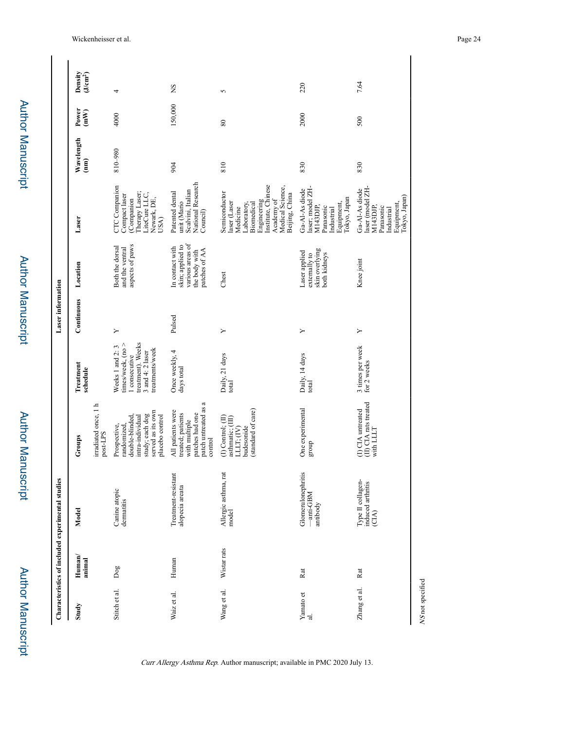**Characteristics of included experimental studies**

| Study | Human/animal | Model | Groups | Treatment schedule | Laser information | | | | | |
|---|---|---|---|---|---|---|---|---|---|---|
| | | | | | Continuous | Location | Laser | Wavelength (nm) | Power (mW) | Density (J/cm²) |
| | | | irradiated once, 1 h post-LPS | | | | | | | |
| Stich et al. | Dog | Canine atopic dermatitis | Prospective, randomized, double-blinded, intra-individual study; each dog served as its own placebo control | Weeks 1 and 2: 3 times/week, (no > 1 consecutive treatment). Weeks 3 and 4: 2 laser treatments/week | Y | Both the dorsal and the ventral aspects of paws | CTC Companion Compact laser (Companion Therapy Laser; LiteCure LLC, Newark, DE, USA) | 810–980 | 4000 | 4 |
| Waiz et al. | Human | Treatment-resistant alopecia areata | All patients were treated; patients with multiple patches had one patch untreated as a control | Once weekly, 4 days total | Pulsed | In contact with skin; applied to various areas of the body with patches of AA | Patented dental unit (Mario Scalvini, Italian National Research Council) | 904 | 150,000 | NS |
| Wang et al. | Wistar rats | Allergic asthma, rat model | (I) Control; (II) asthmatic; (III) LLLT; (IV) budesonide (standard of care) | Daily, 21 days total | Y | Chest | Semiconductor laser (Laser Medicine Laboratory, Biomedical Engineering Institute, Chinese Academy of Medical Science, Beijing, China | 810 | 80 | 5 |
| Yamato et al. | Rat | Glomerulonephritis—anti-GBM antibody | One experimental group | Daily, 14 days total | Y | Laser applied externally to skin overlying both kidneys | Ga-Al-As diode laser; model ZH-M143DJP, Panasonic Industrial Equipment, Tokyo, Japan | 830 | 2000 | 220 |
| Zhang et al. | Rat | Type II collagen-induced arthritis (CIA) | (I) CIA untreated (II) CIA rats treated with LLLT | 3 times per week for 2 weeks | Y | Knee joint | Ga-Al-As diode laser (model ZH-M143DJP, Panasonic Industrial Equipment, Tokyo, Japan) | 830 | 500 | 7.64 |

*NS* not specified